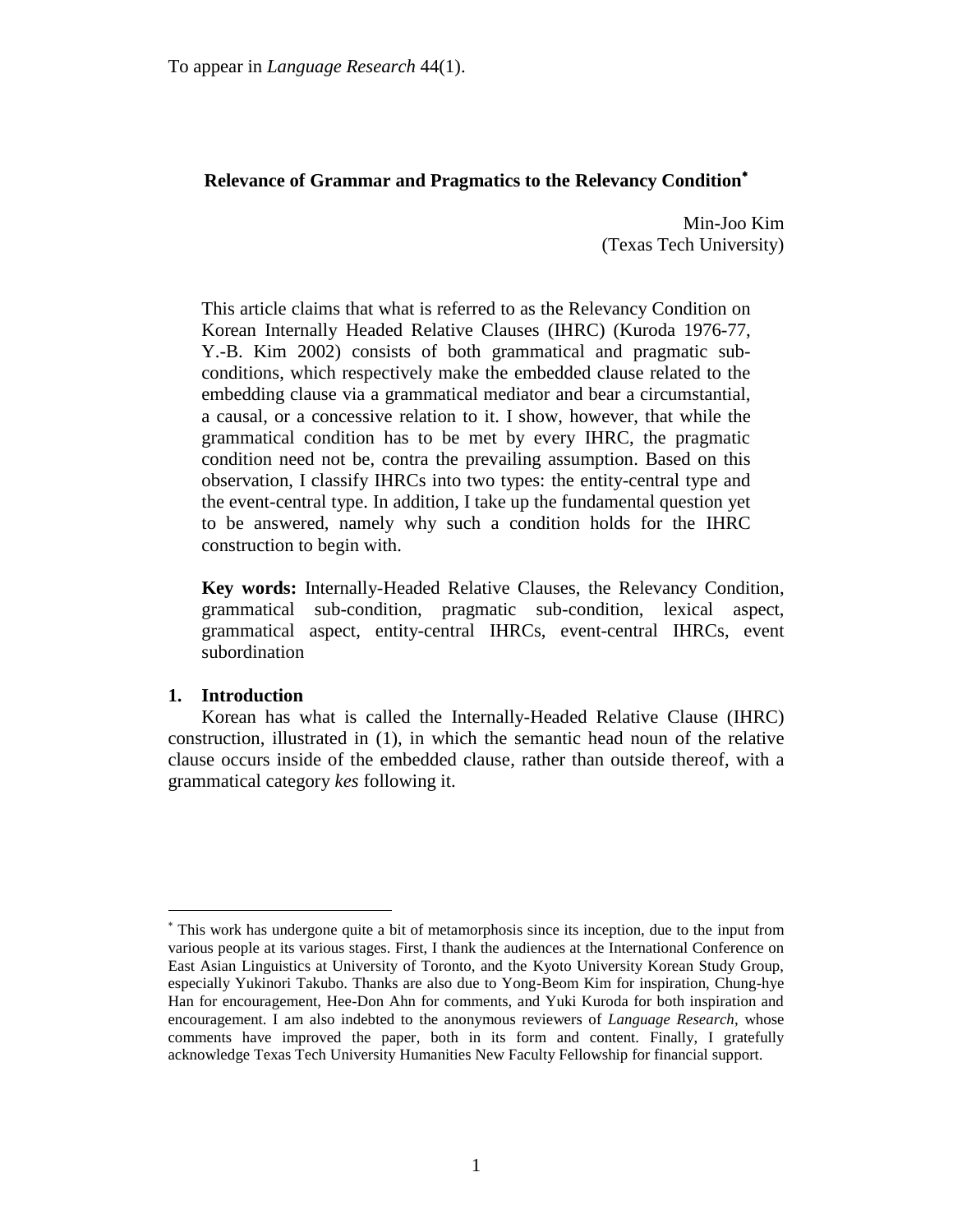To appear in *Language Research* 44(1).

## Relevance of Grammar and Pragmatics to the Relevancy Condition*

Min-Joo Kim
(Texas Tech University)

This article claims that what is referred to as the Relevancy Condition on Korean Internally Headed Relative Clauses (IHRC) (Kuroda 1976-77, Y.-B. Kim 2002) consists of both grammatical and pragmatic sub-conditions, which respectively make the embedded clause related to the embedding clause via a grammatical mediator and bear a circumstantial, a causal, or a concessive relation to it. I show, however, that while the grammatical condition has to be met by every IHRC, the pragmatic condition need not be, contra the prevailing assumption. Based on this observation, I classify IHRCs into two types: the entity-central type and the event-central type. In addition, I take up the fundamental question yet to be answered, namely why such a condition holds for the IHRC construction to begin with.

**Key words:** Internally-Headed Relative Clauses, the Relevancy Condition, grammatical sub-condition, pragmatic sub-condition, lexical aspect, grammatical aspect, entity-central IHRCs, event-central IHRCs, event subordination

### 1. Introduction

Korean has what is called the Internally-Headed Relative Clause (IHRC) construction, illustrated in (1), in which the semantic head noun of the relative clause occurs inside of the embedded clause, rather than outside thereof, with a grammatical category *kes* following it.

---

* This work has undergone quite a bit of metamorphosis since its inception, due to the input from various people at its various stages. First, I thank the audiences at the International Conference on East Asian Linguistics at University of Toronto, and the Kyoto University Korean Study Group, especially Yukinori Takubo. Thanks are also due to Yong-Beom Kim for inspiration, Chung-hye Han for encouragement, Hee-Don Ahn for comments, and Yuki Kuroda for both inspiration and encouragement. I am also indebted to the anonymous reviewers of *Language Research*, whose comments have improved the paper, both in its form and content. Finally, I gratefully acknowledge Texas Tech University Humanities New Faculty Fellowship for financial support.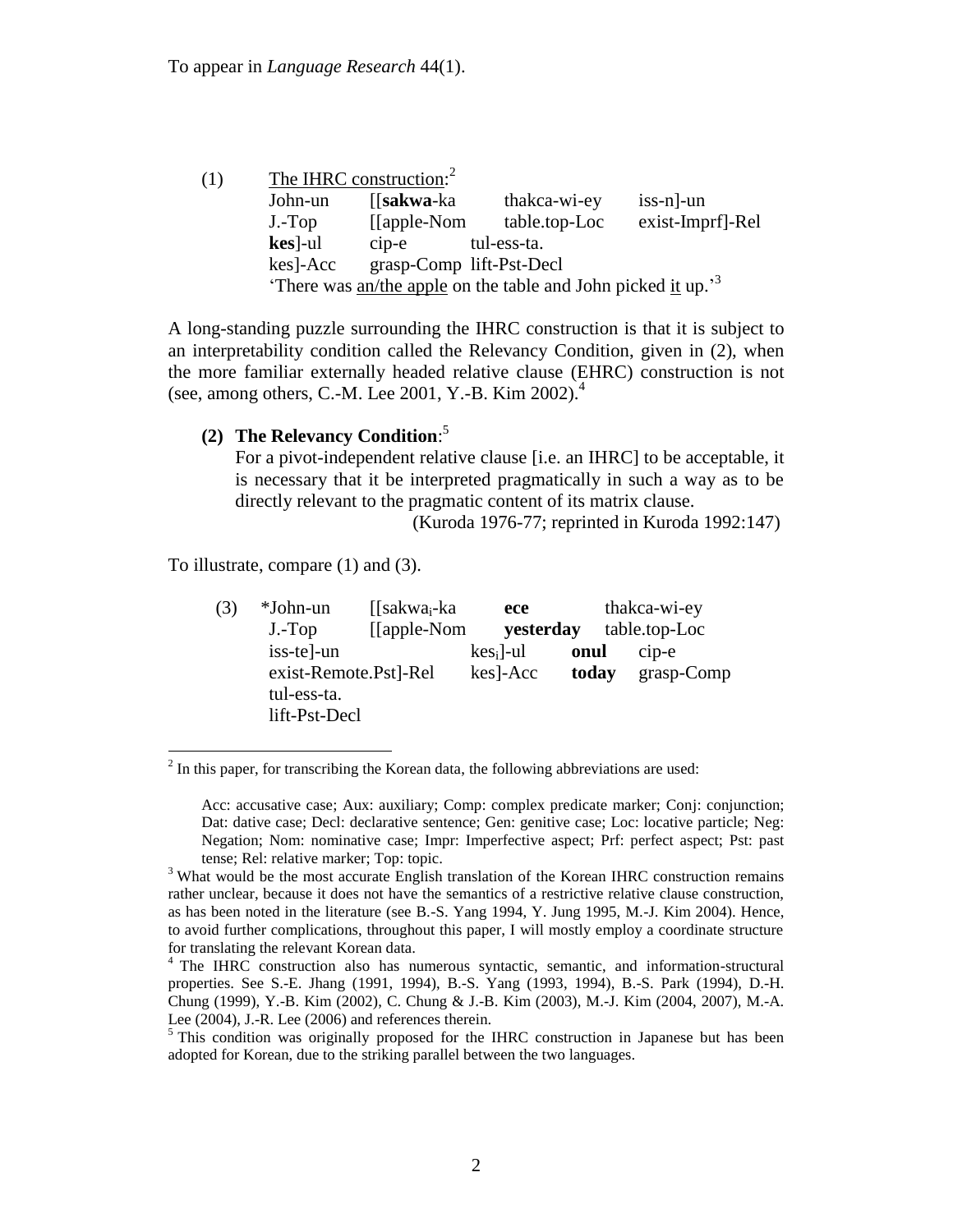To appear in *Language Research* 44(1).

(1) The IHRC construction:[2]

| | | | |
|---|---|---|---|
| John-un | [[**sakwa**-ka | thakca-wi-ey | iss-n]-un |
| J.-Top | [[apple-Nom | table.top-Loc | exist-Imprf]-Rel |
| **kes**]-ul | cip-e | tul-ess-ta. | |
| kes]-Acc | grasp-Comp | lift-Pst-Decl | |

'There was an/the apple on the table and John picked it up.'[3]

A long-standing puzzle surrounding the IHRC construction is that it is subject to an interpretability condition called the Relevancy Condition, given in (2), when the more familiar externally headed relative clause (EHRC) construction is not (see, among others, C.-M. Lee 2001, Y.-B. Kim 2002).[4]

**(2) The Relevancy Condition**:[5]

For a pivot-independent relative clause [i.e. an IHRC] to be acceptable, it is necessary that it be interpreted pragmatically in such a way as to be directly relevant to the pragmatic content of its matrix clause.

(Kuroda 1976-77; reprinted in Kuroda 1992:147)

To illustrate, compare (1) and (3).

(3)

| | | | |
|---|---|---|---|
| *John-un | [[sakwa$_i$-ka | **ece** | thakca-wi-ey |
| J.-Top | [[apple-Nom | **yesterday** | table.top-Loc |
| iss-te]-un | kes$_i$]-ul | **onul** | cip-e |
| exist-Remote.Pst]-Rel | kes]-Acc | **today** | grasp-Comp |
| tul-ess-ta. | | | |
| lift-Pst-Decl | | | |

---

[2] In this paper, for transcribing the Korean data, the following abbreviations are used:

Acc: accusative case; Aux: auxiliary; Comp: complex predicate marker; Conj: conjunction; Dat: dative case; Decl: declarative sentence; Gen: genitive case; Loc: locative particle; Neg: Negation; Nom: nominative case; Impr: Imperfective aspect; Prf: perfect aspect; Pst: past tense; Rel: relative marker; Top: topic.

[3] What would be the most accurate English translation of the Korean IHRC construction remains rather unclear, because it does not have the semantics of a restrictive relative clause construction, as has been noted in the literature (see B.-S. Yang 1994, Y. Jung 1995, M.-J. Kim 2004). Hence, to avoid further complications, throughout this paper, I will mostly employ a coordinate structure for translating the relevant Korean data.

[4] The IHRC construction also has numerous syntactic, semantic, and information-structural properties. See S.-E. Jhang (1991, 1994), B.-S. Yang (1993, 1994), B.-S. Park (1994), D.-H. Chung (1999), Y.-B. Kim (2002), C. Chung & J.-B. Kim (2003), M.-J. Kim (2004, 2007), M.-A. Lee (2004), J.-R. Lee (2006) and references therein.

[5] This condition was originally proposed for the IHRC construction in Japanese but has been adopted for Korean, due to the striking parallel between the two languages.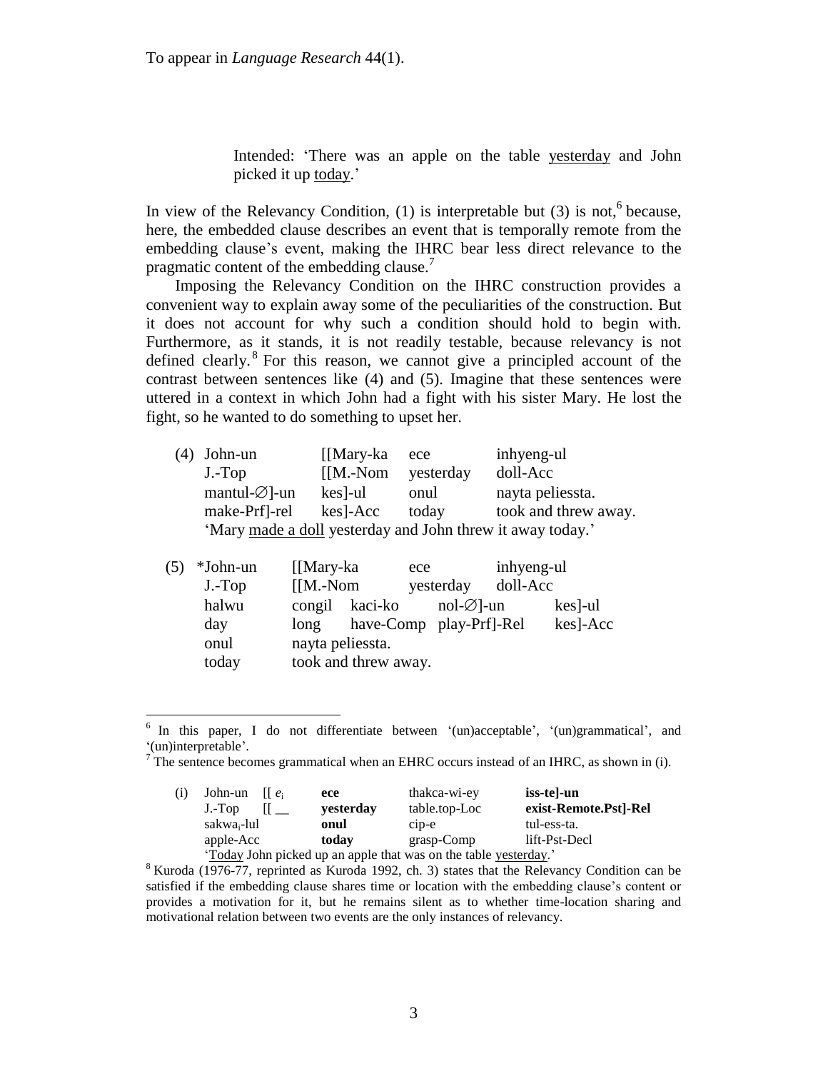Intended: 'There was an apple on the table yesterday and John picked it up today.'

In view of the Relevancy Condition, (1) is interpretable but (3) is not,[6] because, here, the embedded clause describes an event that is temporally remote from the embedding clause's event, making the IHRC bear less direct relevance to the pragmatic content of the embedding clause.[7]

Imposing the Relevancy Condition on the IHRC construction provides a convenient way to explain away some of the peculiarities of the construction. But it does not account for why such a condition should hold to begin with. Furthermore, as it stands, it is not readily testable, because relevancy is not defined clearly.[8] For this reason, we cannot give a principled account of the contrast between sentences like (4) and (5). Imagine that these sentences were uttered in a context in which John had a fight with his sister Mary. He lost the fight, so he wanted to do something to upset her.

(4) John-un [[Mary-ka ece inhyeng-ul  
J.-Top [[M.-Nom yesterday doll-Acc  
mantul-∅]-un kes]-ul onul nayta peliessta.  
make-Prf]-rel kes]-Acc today took and threw away.  
'Mary made a doll yesterday and John threw it away today.'

(5) *John-un [[Mary-ka ece inhyeng-ul  
J.-Top [[M.-Nom yesterday doll-Acc  
halwu congil kaci-ko nol-∅]-un kes]-ul  
day long have-Comp play-Prf]-Rel kes]-Acc  
onul nayta peliessta.  
today took and threw away.

---

[6] In this paper, I do not differentiate between '(un)acceptable', '(un)grammatical', and '(un)interpretable'.

[7] The sentence becomes grammatical when an EHRC occurs instead of an IHRC, as shown in (i).

(i) John-un [[ $e_i$ **ece** thakca-wi-ey **iss-te]-un**  
J.-Top [[ __ **yesterday** table.top-Loc **exist-Remote.Pst]-Rel**  
sakwa$_i$-lul **onul** cip-e tul-ess-ta.  
apple-Acc **today** grasp-Comp lift-Pst-Decl  
'Today John picked up an apple that was on the table yesterday.'

[8] Kuroda (1976-77, reprinted as Kuroda 1992, ch. 3) states that the Relevancy Condition can be satisfied if the embedding clause shares time or location with the embedding clause's content or provides a motivation for it, but he remains silent as to whether time-location sharing and motivational relation between two events are the only instances of relevancy.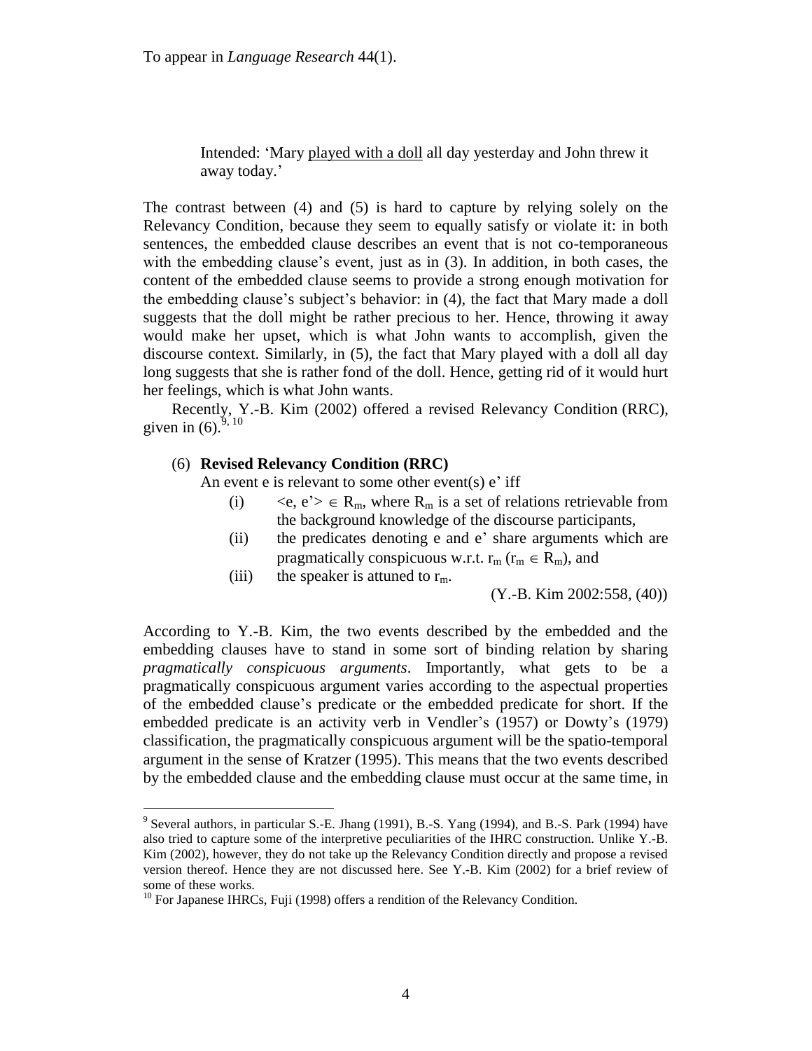Intended: 'Mary <u>played with a doll</u> all day yesterday and John threw it away today.'

The contrast between (4) and (5) is hard to capture by relying solely on the Relevancy Condition, because they seem to equally satisfy or violate it: in both sentences, the embedded clause describes an event that is not co-temporaneous with the embedding clause's event, just as in (3). In addition, in both cases, the content of the embedded clause seems to provide a strong enough motivation for the embedding clause's subject's behavior: in (4), the fact that Mary made a doll suggests that the doll might be rather precious to her. Hence, throwing it away would make her upset, which is what John wants to accomplish, given the discourse context. Similarly, in (5), the fact that Mary played with a doll all day long suggests that she is rather fond of the doll. Hence, getting rid of it would hurt her feelings, which is what John wants.

Recently, Y.-B. Kim (2002) offered a revised Relevancy Condition (RRC), given in (6).[9, 10]

(6) **Revised Relevancy Condition (RRC)**

An event e is relevant to some other event(s) e' iff

- (i) $\langle e, e' \rangle \in R_m$, where $R_m$ is a set of relations retrievable from the background knowledge of the discourse participants,
- (ii) the predicates denoting e and e' share arguments which are pragmatically conspicuous w.r.t. $r_m$ ($r_m \in R_m$), and
- (iii) the speaker is attuned to $r_m$.

(Y.-B. Kim 2002:558, (40))

According to Y.-B. Kim, the two events described by the embedded and the embedding clauses have to stand in some sort of binding relation by sharing *pragmatically conspicuous arguments*. Importantly, what gets to be a pragmatically conspicuous argument varies according to the aspectual properties of the embedded clause's predicate or the embedded predicate for short. If the embedded predicate is an activity verb in Vendler's (1957) or Dowty's (1979) classification, the pragmatically conspicuous argument will be the spatio-temporal argument in the sense of Kratzer (1995). This means that the two events described by the embedded clause and the embedding clause must occur at the same time, in

---

[9] Several authors, in particular S.-E. Jhang (1991), B.-S. Yang (1994), and B.-S. Park (1994) have also tried to capture some of the interpretive peculiarities of the IHRC construction. Unlike Y.-B. Kim (2002), however, they do not take up the Relevancy Condition directly and propose a revised version thereof. Hence they are not discussed here. See Y.-B. Kim (2002) for a brief review of some of these works.

[10] For Japanese IHRCs, Fuji (1998) offers a rendition of the Relevancy Condition.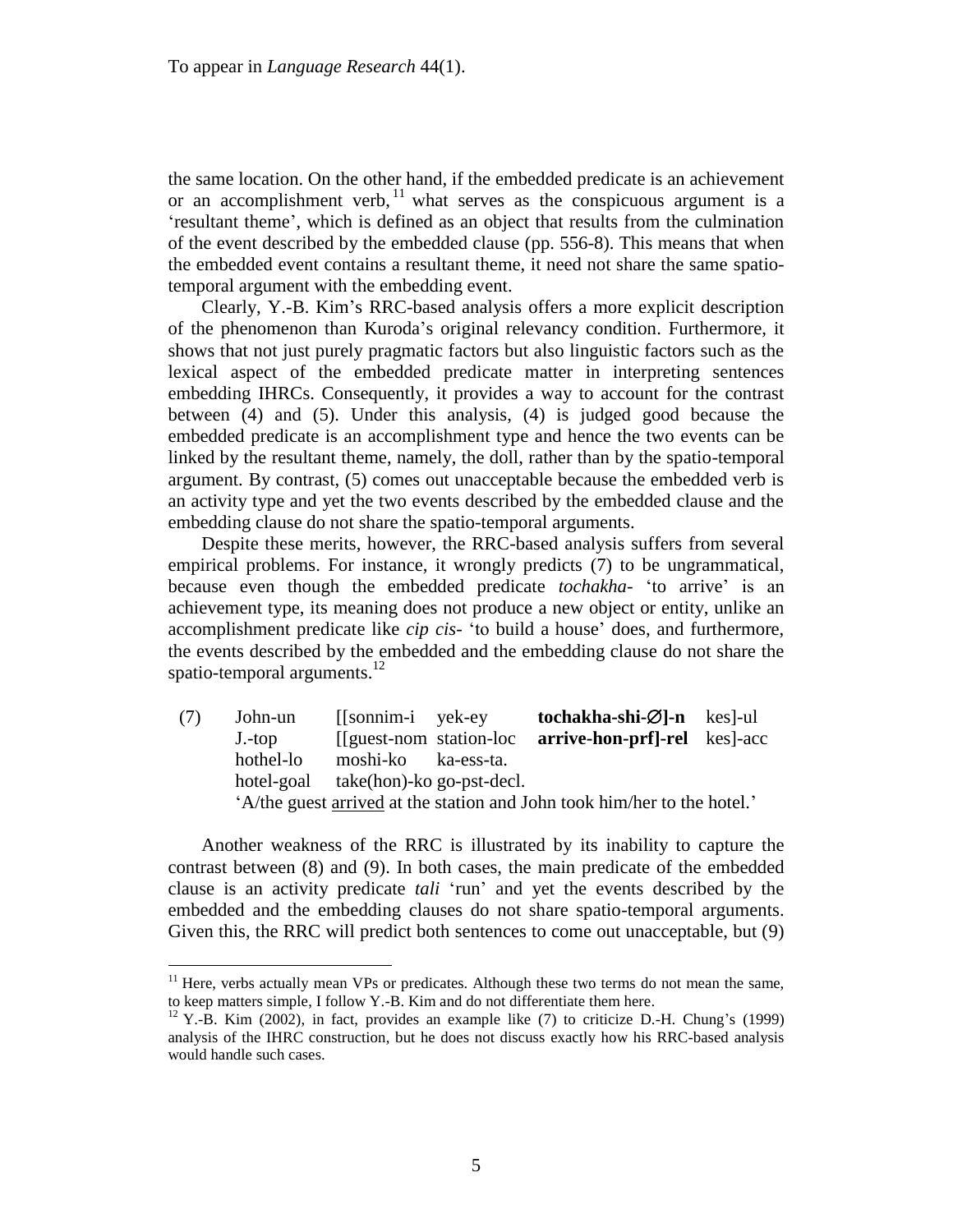the same location. On the other hand, if the embedded predicate is an achievement or an accomplishment verb,[11] what serves as the conspicuous argument is a 'resultant theme', which is defined as an object that results from the culmination of the event described by the embedded clause (pp. 556-8). This means that when the embedded event contains a resultant theme, it need not share the same spatio-temporal argument with the embedding event.

Clearly, Y.-B. Kim's RRC-based analysis offers a more explicit description of the phenomenon than Kuroda's original relevancy condition. Furthermore, it shows that not just purely pragmatic factors but also linguistic factors such as the lexical aspect of the embedded predicate matter in interpreting sentences embedding IHRCs. Consequently, it provides a way to account for the contrast between (4) and (5). Under this analysis, (4) is judged good because the embedded predicate is an accomplishment type and hence the two events can be linked by the resultant theme, namely, the doll, rather than by the spatio-temporal argument. By contrast, (5) comes out unacceptable because the embedded verb is an activity type and yet the two events described by the embedded clause and the embedding clause do not share the spatio-temporal arguments.

Despite these merits, however, the RRC-based analysis suffers from several empirical problems. For instance, it wrongly predicts (7) to be ungrammatical, because even though the embedded predicate *tochakha-* 'to arrive' is an achievement type, its meaning does not produce a new object or entity, unlike an accomplishment predicate like *cip cis-* 'to build a house' does, and furthermore, the events described by the embedded and the embedding clause do not share the spatio-temporal arguments.[12]

(7) John-un [[sonnim-i yek-ey **tochakha-shi-∅]-n** kes]-ul
J.-top [[guest-nom station-loc **arrive-hon-prf]-rel** kes]-acc
hothel-lo moshi-ko ka-ess-ta.
hotel-goal take(hon)-ko go-pst-decl.
'A/the guest <u>arrived</u> at the station and John took him/her to the hotel.'

Another weakness of the RRC is illustrated by its inability to capture the contrast between (8) and (9). In both cases, the main predicate of the embedded clause is an activity predicate *tali* 'run' and yet the events described by the embedded and the embedding clauses do not share spatio-temporal arguments. Given this, the RRC will predict both sentences to come out unacceptable, but (9)

---

[11] Here, verbs actually mean VPs or predicates. Although these two terms do not mean the same, to keep matters simple, I follow Y.-B. Kim and do not differentiate them here.

[12] Y.-B. Kim (2002), in fact, provides an example like (7) to criticize D.-H. Chung's (1999) analysis of the IHRC construction, but he does not discuss exactly how his RRC-based analysis would handle such cases.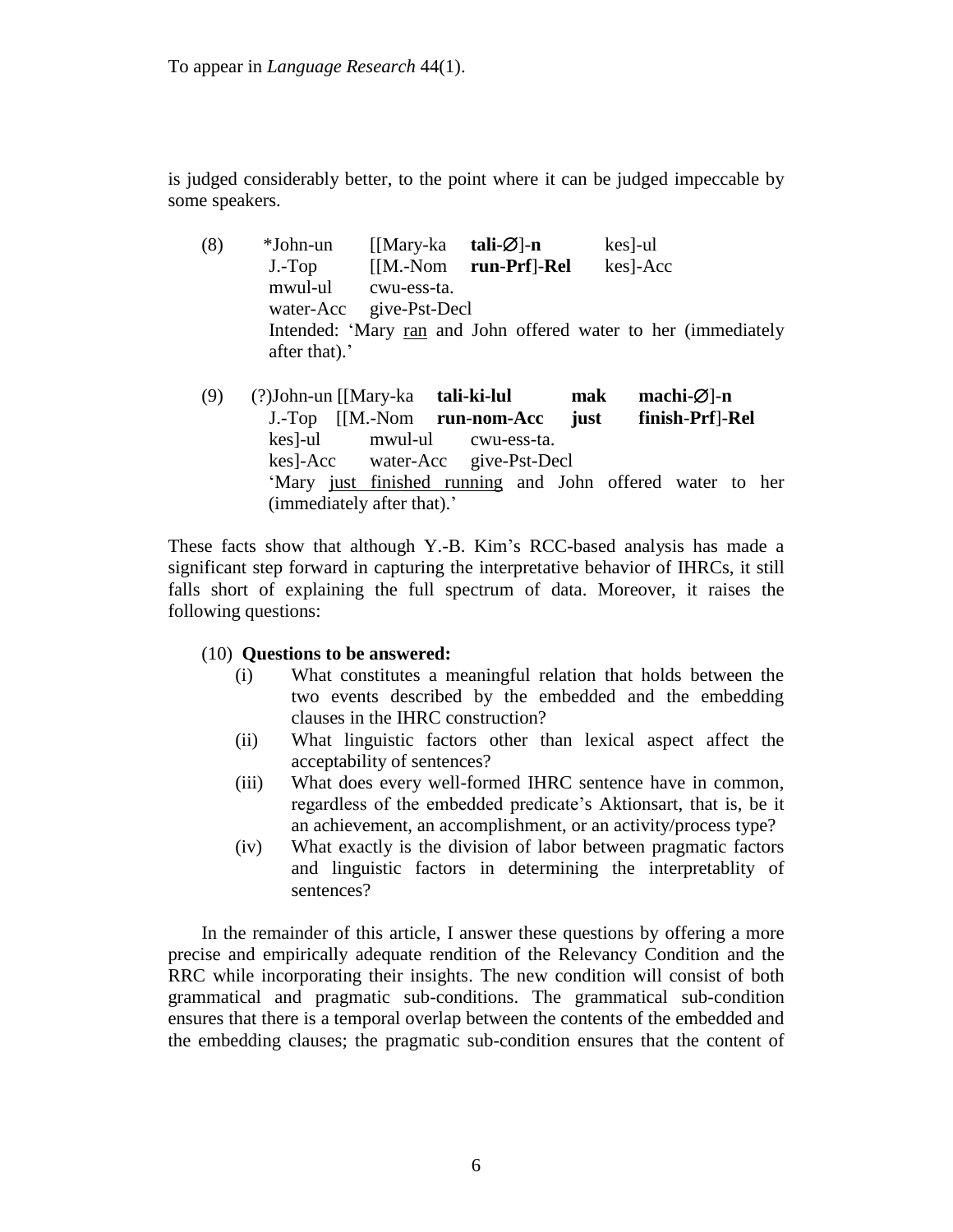is judged considerably better, to the point where it can be judged impeccable by some speakers.

(8) *John-un [[Mary-ka **tali-∅]-n** kes]-ul
 J.-Top [[M.-Nom **run-Prf]-Rel** kes]-Acc
 mwul-ul cwu-ess-ta.
 water-Acc give-Pst-Decl
 Intended: 'Mary <u>ran</u> and John offered water to her (immediately after that).'

(9) (?)John-un [[Mary-ka **tali-ki-lul mak machi-∅]-n**
 J.-Top [[M.-Nom **run-nom-Acc just finish-Prf]-Rel**
 kes]-ul mwul-ul cwu-ess-ta.
 kes]-Acc water-Acc give-Pst-Decl
 'Mary <u>just finished running</u> and John offered water to her (immediately after that).'

These facts show that although Y.-B. Kim's RCC-based analysis has made a significant step forward in capturing the interpretative behavior of IHRCs, it still falls short of explaining the full spectrum of data. Moreover, it raises the following questions:

(10) **Questions to be answered:**

- (i) What constitutes a meaningful relation that holds between the two events described by the embedded and the embedding clauses in the IHRC construction?
- (ii) What linguistic factors other than lexical aspect affect the acceptability of sentences?
- (iii) What does every well-formed IHRC sentence have in common, regardless of the embedded predicate's Aktionsart, that is, be it an achievement, an accomplishment, or an activity/process type?
- (iv) What exactly is the division of labor between pragmatic factors and linguistic factors in determining the interpretablity of sentences?

In the remainder of this article, I answer these questions by offering a more precise and empirically adequate rendition of the Relevancy Condition and the RRC while incorporating their insights. The new condition will consist of both grammatical and pragmatic sub-conditions. The grammatical sub-condition ensures that there is a temporal overlap between the contents of the embedded and the embedding clauses; the pragmatic sub-condition ensures that the content of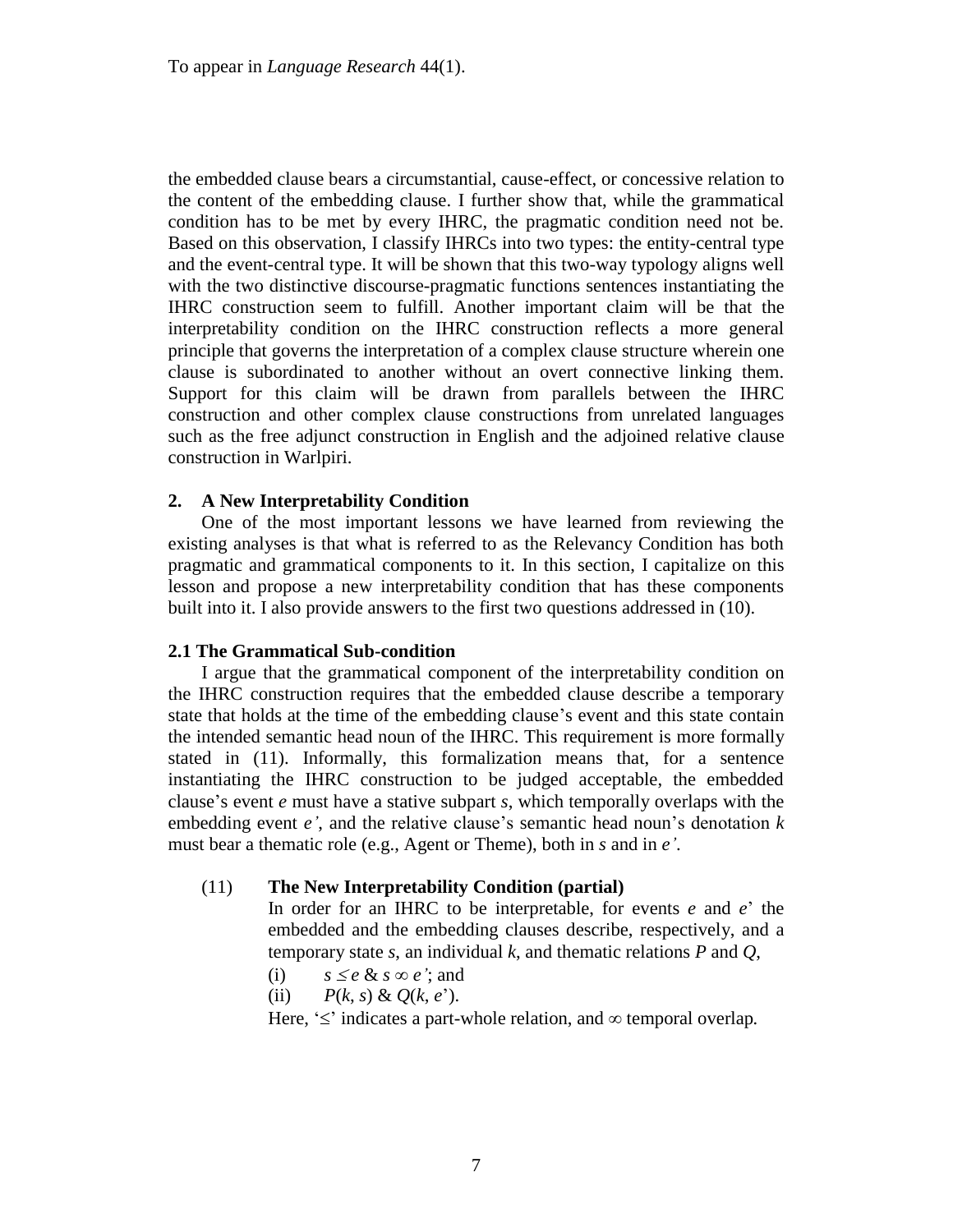the embedded clause bears a circumstantial, cause-effect, or concessive relation to the content of the embedding clause. I further show that, while the grammatical condition has to be met by every IHRC, the pragmatic condition need not be. Based on this observation, I classify IHRCs into two types: the entity-central type and the event-central type. It will be shown that this two-way typology aligns well with the two distinctive discourse-pragmatic functions sentences instantiating the IHRC construction seem to fulfill. Another important claim will be that the interpretability condition on the IHRC construction reflects a more general principle that governs the interpretation of a complex clause structure wherein one clause is subordinated to another without an overt connective linking them. Support for this claim will be drawn from parallels between the IHRC construction and other complex clause constructions from unrelated languages such as the free adjunct construction in English and the adjoined relative clause construction in Warlpiri.

## 2. A New Interpretability Condition

One of the most important lessons we have learned from reviewing the existing analyses is that what is referred to as the Relevancy Condition has both pragmatic and grammatical components to it. In this section, I capitalize on this lesson and propose a new interpretability condition that has these components built into it. I also provide answers to the first two questions addressed in (10).

### 2.1 The Grammatical Sub-condition

I argue that the grammatical component of the interpretability condition on the IHRC construction requires that the embedded clause describe a temporary state that holds at the time of the embedding clause's event and this state contain the intended semantic head noun of the IHRC. This requirement is more formally stated in (11). Informally, this formalization means that, for a sentence instantiating the IHRC construction to be judged acceptable, the embedded clause's event $e$ must have a stative subpart $s$, which temporally overlaps with the embedding event $e'$, and the relative clause's semantic head noun's denotation $k$ must bear a thematic role (e.g., Agent or Theme), both in $s$ and in $e'$.

(11) **The New Interpretability Condition (partial)**

In order for an IHRC to be interpretable, for events $e$ and $e'$ the embedded and the embedding clauses describe, respectively, and a temporary state $s$, an individual $k$, and thematic relations $P$ and $Q$,

(i) $s \leq e$ & $s \infty e'$; and

(ii) $P(k, s)$ & $Q(k, e')$.

Here, '$\leq$' indicates a part-whole relation, and $\infty$ temporal overlap.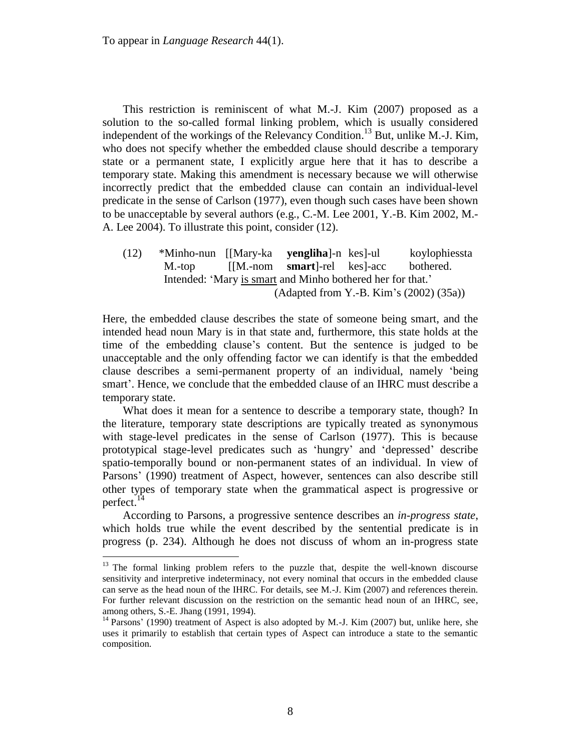This restriction is reminiscent of what M.-J. Kim (2007) proposed as a solution to the so-called formal linking problem, which is usually considered independent of the workings of the Relevancy Condition.[13] But, unlike M.-J. Kim, who does not specify whether the embedded clause should describe a temporary state or a permanent state, I explicitly argue here that it has to describe a temporary state. Making this amendment is necessary because we will otherwise incorrectly predict that the embedded clause can contain an individual-level predicate in the sense of Carlson (1977), even though such cases have been shown to be unacceptable by several authors (e.g., C.-M. Lee 2001, Y.-B. Kim 2002, M.-A. Lee 2004). To illustrate this point, consider (12).

(12) *Minho-nun [[Mary-ka **yengliha**]-n kes]-ul koylophiessta
M.-top [[M.-nom **smart**]-rel kes]-acc bothered.
Intended: 'Mary <u>is smart</u> and Minho bothered her for that.'
(Adapted from Y.-B. Kim's (2002) (35a))

Here, the embedded clause describes the state of someone being smart, and the intended head noun Mary is in that state and, furthermore, this state holds at the time of the embedding clause's content. But the sentence is judged to be unacceptable and the only offending factor we can identify is that the embedded clause describes a semi-permanent property of an individual, namely 'being smart'. Hence, we conclude that the embedded clause of an IHRC must describe a temporary state.

What does it mean for a sentence to describe a temporary state, though? In the literature, temporary state descriptions are typically treated as synonymous with stage-level predicates in the sense of Carlson (1977). This is because prototypical stage-level predicates such as 'hungry' and 'depressed' describe spatio-temporally bound or non-permanent states of an individual. In view of Parsons' (1990) treatment of Aspect, however, sentences can also describe still other types of temporary state when the grammatical aspect is progressive or perfect.[14]

According to Parsons, a progressive sentence describes an *in-progress state*, which holds true while the event described by the sentential predicate is in progress (p. 234). Although he does not discuss of whom an in-progress state

---

[13] The formal linking problem refers to the puzzle that, despite the well-known discourse sensitivity and interpretive indeterminacy, not every nominal that occurs in the embedded clause can serve as the head noun of the IHRC. For details, see M.-J. Kim (2007) and references therein. For further relevant discussion on the restriction on the semantic head noun of an IHRC, see, among others, S.-E. Jhang (1991, 1994).

[14] Parsons' (1990) treatment of Aspect is also adopted by M.-J. Kim (2007) but, unlike here, she uses it primarily to establish that certain types of Aspect can introduce a state to the semantic composition.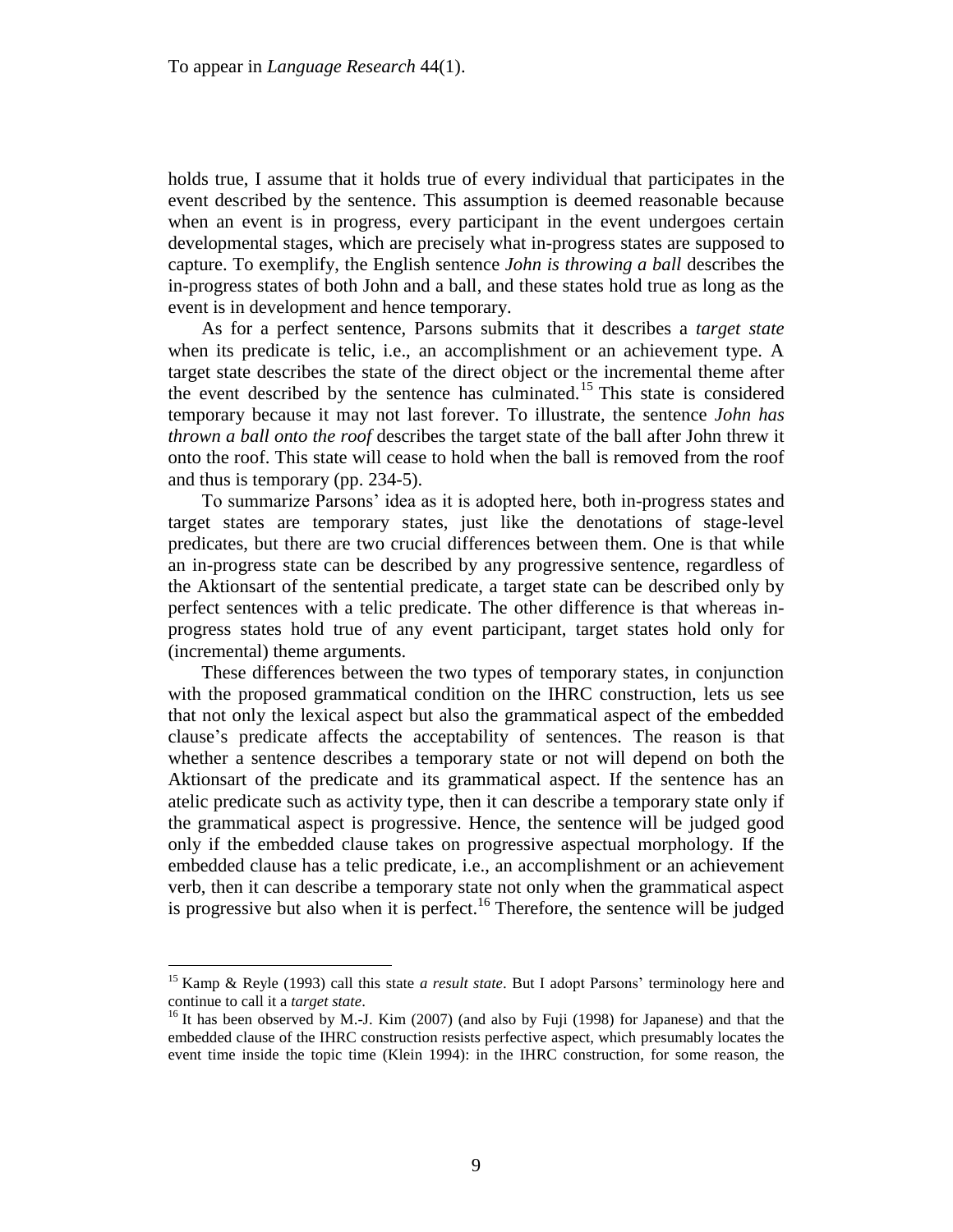holds true, I assume that it holds true of every individual that participates in the event described by the sentence. This assumption is deemed reasonable because when an event is in progress, every participant in the event undergoes certain developmental stages, which are precisely what in-progress states are supposed to capture. To exemplify, the English sentence *John is throwing a ball* describes the in-progress states of both John and a ball, and these states hold true as long as the event is in development and hence temporary.

As for a perfect sentence, Parsons submits that it describes a *target state* when its predicate is telic, i.e., an accomplishment or an achievement type. A target state describes the state of the direct object or the incremental theme after the event described by the sentence has culminated.[15] This state is considered temporary because it may not last forever. To illustrate, the sentence *John has thrown a ball onto the roof* describes the target state of the ball after John threw it onto the roof. This state will cease to hold when the ball is removed from the roof and thus is temporary (pp. 234-5).

To summarize Parsons' idea as it is adopted here, both in-progress states and target states are temporary states, just like the denotations of stage-level predicates, but there are two crucial differences between them. One is that while an in-progress state can be described by any progressive sentence, regardless of the Aktionsart of the sentential predicate, a target state can be described only by perfect sentences with a telic predicate. The other difference is that whereas in-progress states hold true of any event participant, target states hold only for (incremental) theme arguments.

These differences between the two types of temporary states, in conjunction with the proposed grammatical condition on the IHRC construction, lets us see that not only the lexical aspect but also the grammatical aspect of the embedded clause's predicate affects the acceptability of sentences. The reason is that whether a sentence describes a temporary state or not will depend on both the Aktionsart of the predicate and its grammatical aspect. If the sentence has an atelic predicate such as activity type, then it can describe a temporary state only if the grammatical aspect is progressive. Hence, the sentence will be judged good only if the embedded clause takes on progressive aspectual morphology. If the embedded clause has a telic predicate, i.e., an accomplishment or an achievement verb, then it can describe a temporary state not only when the grammatical aspect is progressive but also when it is perfect.[16] Therefore, the sentence will be judged

---

[15] Kamp & Reyle (1993) call this state *a result state*. But I adopt Parsons' terminology here and continue to call it a *target state*.

[16] It has been observed by M.-J. Kim (2007) (and also by Fuji (1998) for Japanese) and that the embedded clause of the IHRC construction resists perfective aspect, which presumably locates the event time inside the topic time (Klein 1994): in the IHRC construction, for some reason, the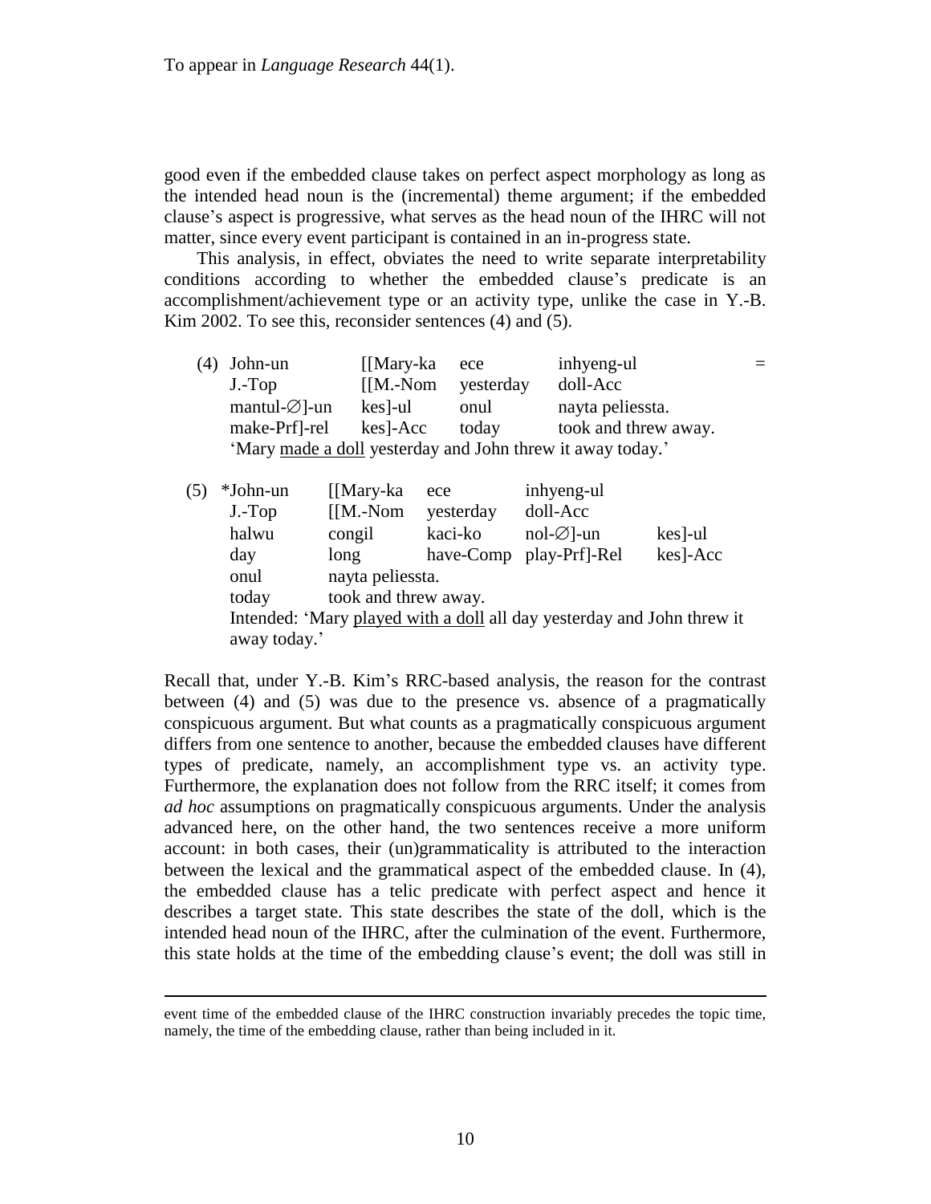good even if the embedded clause takes on perfect aspect morphology as long as the intended head noun is the (incremental) theme argument; if the embedded clause's aspect is progressive, what serves as the head noun of the IHRC will not matter, since every event participant is contained in an in-progress state.

This analysis, in effect, obviates the need to write separate interpretability conditions according to whether the embedded clause's predicate is an accomplishment/achievement type or an activity type, unlike the case in Y.-B. Kim 2002. To see this, reconsider sentences (4) and (5).

(4) John-un [[Mary-ka ece inhyeng-ul mantul-∅]-un kes]-ul onul nayta peliessta.
J.-Top [[M.-Nom yesterday doll-Acc make-Prf]-rel kes]-Acc today took and threw away.
'Mary <u>made a doll</u> yesterday and John threw it away today.'

(5) \*John-un [[Mary-ka ece inhyeng-ul halwu congil kaci-ko nol-∅]-un kes]-ul onul nayta peliessta.
J.-Top [[M.-Nom yesterday doll-Acc day long have-Comp play-Prf]-Rel kes]-Acc today took and threw away.
Intended: 'Mary <u>played with a doll</u> all day yesterday and John threw it away today.'

Recall that, under Y.-B. Kim's RRC-based analysis, the reason for the contrast between (4) and (5) was due to the presence vs. absence of a pragmatically conspicuous argument. But what counts as a pragmatically conspicuous argument differs from one sentence to another, because the embedded clauses have different types of predicate, namely, an accomplishment type vs. an activity type. Furthermore, the explanation does not follow from the RRC itself; it comes from *ad hoc* assumptions on pragmatically conspicuous arguments. Under the analysis advanced here, on the other hand, the two sentences receive a more uniform account: in both cases, their (un)grammaticality is attributed to the interaction between the lexical and the grammatical aspect of the embedded clause. In (4), the embedded clause has a telic predicate with perfect aspect and hence it describes a target state. This state describes the state of the doll, which is the intended head noun of the IHRC, after the culmination of the event. Furthermore, this state holds at the time of the embedding clause's event; the doll was still in

---

event time of the embedded clause of the IHRC construction invariably precedes the topic time, namely, the time of the embedding clause, rather than being included in it.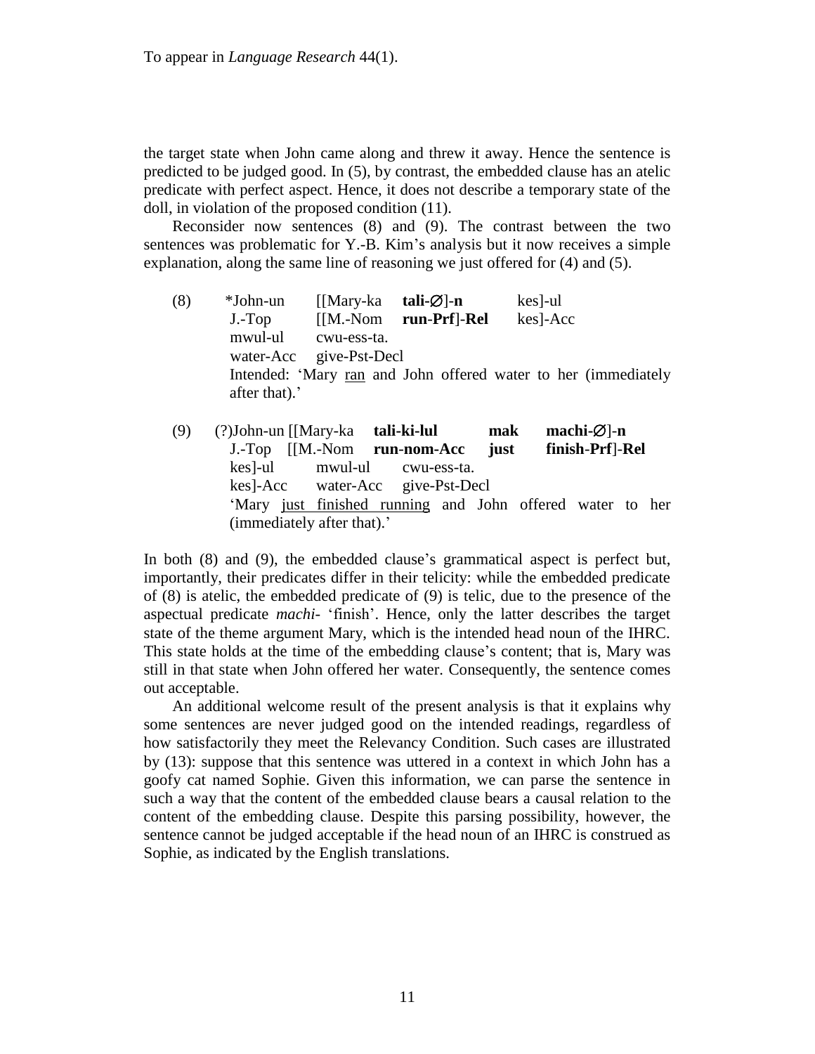the target state when John came along and threw it away. Hence the sentence is predicted to be judged good. In (5), by contrast, the embedded clause has an atelic predicate with perfect aspect. Hence, it does not describe a temporary state of the doll, in violation of the proposed condition (11).

Reconsider now sentences (8) and (9). The contrast between the two sentences was problematic for Y.-B. Kim's analysis but it now receives a simple explanation, along the same line of reasoning we just offered for (4) and (5).

(8) \*John-un [[Mary-ka **tali-∅]-n** kes]-ul
J.-Top [[M.-Nom **run-Prf]-Rel** kes]-Acc
mwul-ul cwu-ess-ta.
water-Acc give-Pst-Decl
Intended: 'Mary <u>ran</u> and John offered water to her (immediately after that).'

(9) (?)John-un [[Mary-ka **tali-ki-lul mak machi-∅]-n**
J.-Top [[M.-Nom **run-nom-Acc just finish-Prf]-Rel**
kes]-ul mwul-ul cwu-ess-ta.
kes]-Acc water-Acc give-Pst-Decl
'Mary <u>just finished running</u> and John offered water to her (immediately after that).'

In both (8) and (9), the embedded clause's grammatical aspect is perfect but, importantly, their predicates differ in their telicity: while the embedded predicate of (8) is atelic, the embedded predicate of (9) is telic, due to the presence of the aspectual predicate *machi-* 'finish'. Hence, only the latter describes the target state of the theme argument Mary, which is the intended head noun of the IHRC. This state holds at the time of the embedding clause's content; that is, Mary was still in that state when John offered her water. Consequently, the sentence comes out acceptable.

An additional welcome result of the present analysis is that it explains why some sentences are never judged good on the intended readings, regardless of how satisfactorily they meet the Relevancy Condition. Such cases are illustrated by (13): suppose that this sentence was uttered in a context in which John has a goofy cat named Sophie. Given this information, we can parse the sentence in such a way that the content of the embedded clause bears a causal relation to the content of the embedding clause. Despite this parsing possibility, however, the sentence cannot be judged acceptable if the head noun of an IHRC is construed as Sophie, as indicated by the English translations.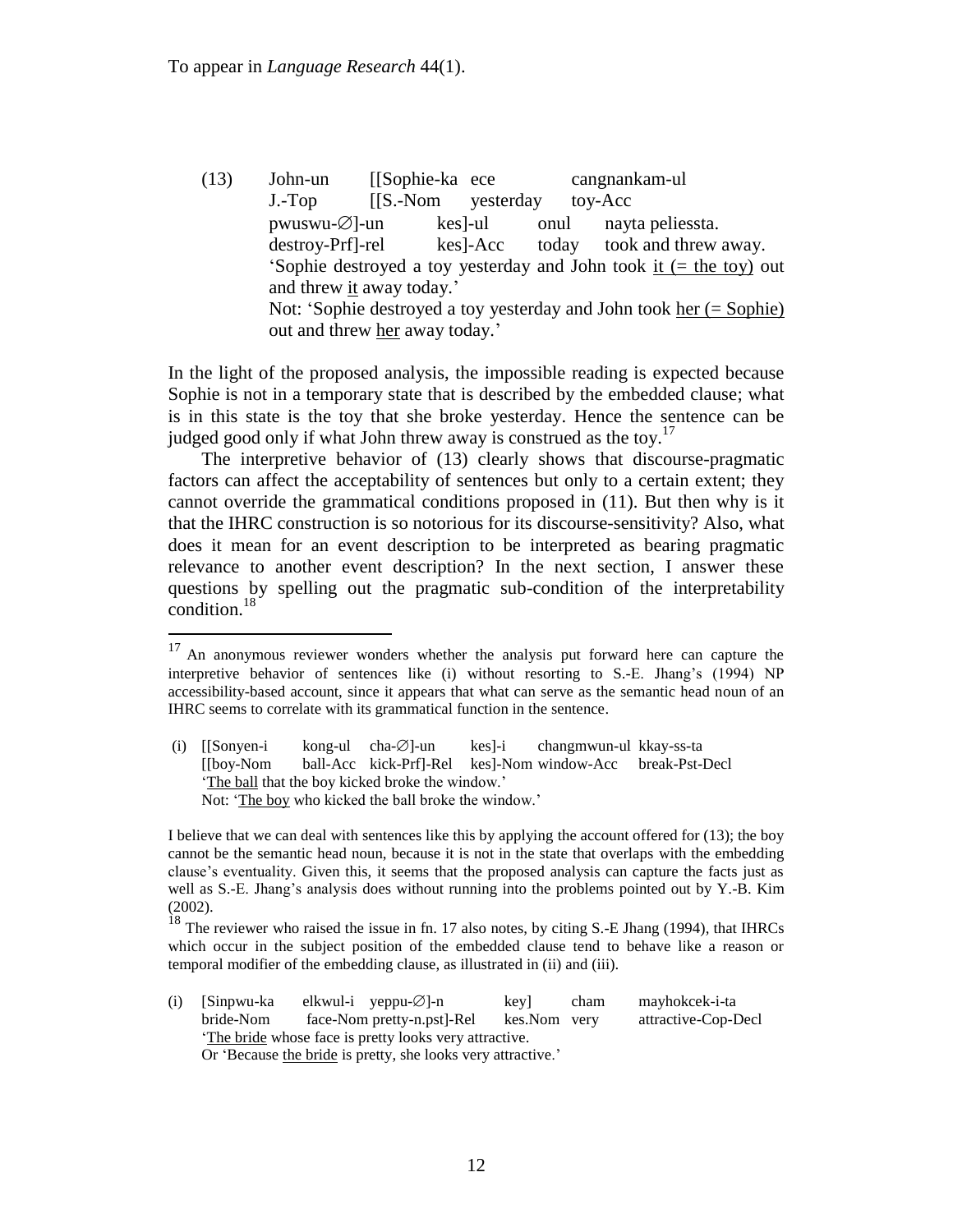To appear in *Language Research* 44(1).

(13) John-un [[Sophie-ka ece cangnankam-ul
 J.-Top [[S.-Nom yesterday toy-Acc
 pwuswu-∅]-un kes]-ul onul nayta peliessta.
 destroy-Prf]-rel kes]-Acc today took and threw away.
 'Sophie destroyed a toy yesterday and John took <u>it (= the toy)</u> out and threw <u>it</u> away today.'
 Not: 'Sophie destroyed a toy yesterday and John took <u>her (= Sophie)</u> out and threw <u>her</u> away today.'

In the light of the proposed analysis, the impossible reading is expected because Sophie is not in a temporary state that is described by the embedded clause; what is in this state is the toy that she broke yesterday. Hence the sentence can be judged good only if what John threw away is construed as the toy.[17]

The interpretive behavior of (13) clearly shows that discourse-pragmatic factors can affect the acceptability of sentences but only to a certain extent; they cannot override the grammatical conditions proposed in (11). But then why is it that the IHRC construction is so notorious for its discourse-sensitivity? Also, what does it mean for an event description to be interpreted as bearing pragmatic relevance to another event description? In the next section, I answer these questions by spelling out the pragmatic sub-condition of the interpretability condition.[18]

---

[17] An anonymous reviewer wonders whether the analysis put forward here can capture the interpretive behavior of sentences like (i) without resorting to S.-E. Jhang's (1994) NP accessibility-based account, since it appears that what can serve as the semantic head noun of an IHRC seems to correlate with its grammatical function in the sentence.

(i) [[Sonyen-i kong-ul cha-∅]-un kes]-i changmwun-ul kkay-ss-ta
 [[boy-Nom ball-Acc kick-Prf]-Rel kes]-Nom window-Acc break-Pst-Decl
 '<u>The ball</u> that the boy kicked broke the window.'
 Not: '<u>The boy</u> who kicked the ball broke the window.'

I believe that we can deal with sentences like this by applying the account offered for (13); the boy cannot be the semantic head noun, because it is not in the state that overlaps with the embedding clause's eventuality. Given this, it seems that the proposed analysis can capture the facts just as well as S.-E. Jhang's analysis does without running into the problems pointed out by Y.-B. Kim (2002).

[18] The reviewer who raised the issue in fn. 17 also notes, by citing S.-E Jhang (1994), that IHRCs which occur in the subject position of the embedded clause tend to behave like a reason or temporal modifier of the embedding clause, as illustrated in (ii) and (iii).

(i) [Sinpwu-ka elkwul-i yeppu-∅]-n key] cham mayhokcek-i-ta
 bride-Nom face-Nom pretty-n.pst]-Rel kes.Nom very attractive-Cop-Decl
 '<u>The bride</u> whose face is pretty looks very attractive.
 Or 'Because <u>the bride</u> is pretty, she looks very attractive.'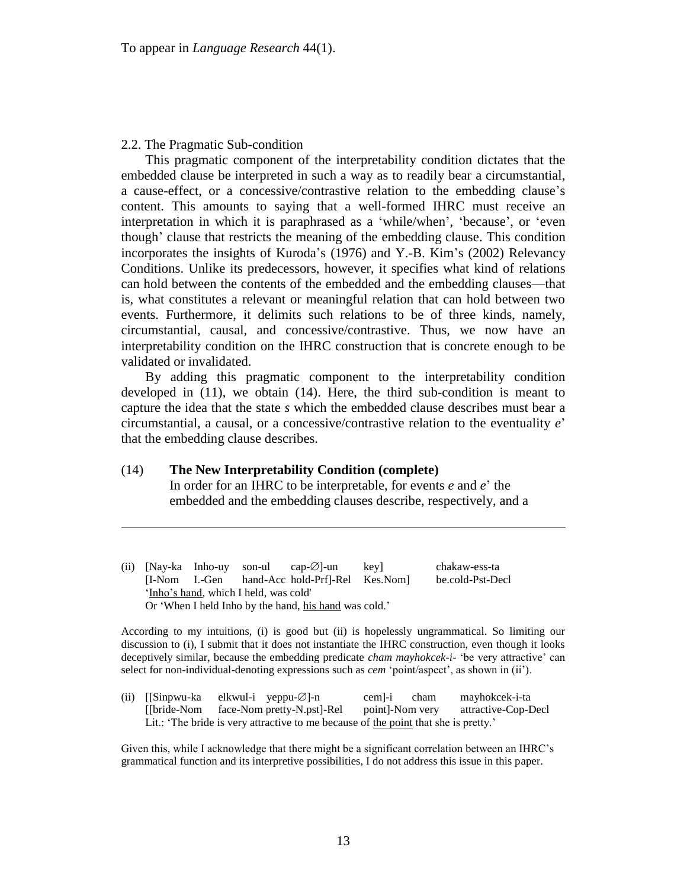To appear in *Language Research* 44(1).

### 2.2. The Pragmatic Sub-condition

This pragmatic component of the interpretability condition dictates that the embedded clause be interpreted in such a way as to readily bear a circumstantial, a cause-effect, or a concessive/contrastive relation to the embedding clause's content. This amounts to saying that a well-formed IHRC must receive an interpretation in which it is paraphrased as a 'while/when', 'because', or 'even though' clause that restricts the meaning of the embedding clause. This condition incorporates the insights of Kuroda's (1976) and Y.-B. Kim's (2002) Relevancy Conditions. Unlike its predecessors, however, it specifies what kind of relations can hold between the contents of the embedded and the embedding clauses—that is, what constitutes a relevant or meaningful relation that can hold between two events. Furthermore, it delimits such relations to be of three kinds, namely, circumstantial, causal, and concessive/contrastive. Thus, we now have an interpretability condition on the IHRC construction that is concrete enough to be validated or invalidated.

By adding this pragmatic component to the interpretability condition developed in (11), we obtain (14). Here, the third sub-condition is meant to capture the idea that the state *s* which the embedded clause describes must bear a circumstantial, a causal, or a concessive/contrastive relation to the eventuality *e*' that the embedding clause describes.

(14) **The New Interpretability Condition (complete)**
In order for an IHRC to be interpretable, for events *e* and *e*' the embedded and the embedding clauses describe, respectively, and a

---

(ii) [Nay-ka Inho-uy son-ul cap-∅]-un key] chakaw-ess-ta
[I-Nom I.-Gen hand-Acc hold-Prf]-Rel Kes.Nom] be.cold-Pst-Decl
'<u>Inho's hand</u>, which I held, was cold'
Or 'When I held Inho by the hand, <u>his hand</u> was cold.'

According to my intuitions, (i) is good but (ii) is hopelessly ungrammatical. So limiting our discussion to (i), I submit that it does not instantiate the IHRC construction, even though it looks deceptively similar, because the embedding predicate *cham mayhokcek-i-* 'be very attractive' can select for non-individual-denoting expressions such as *cem* 'point/aspect', as shown in (ii').

(ii) [[Sinpwu-ka elkwul-i yeppu-∅]-n cem]-i cham mayhokcek-i-ta
[[bride-Nom face-Nom pretty-N.pst]-Rel point]-Nom very attractive-Cop-Decl
Lit.: 'The bride is very attractive to me because of <u>the point</u> that she is pretty.'

Given this, while I acknowledge that there might be a significant correlation between an IHRC's grammatical function and its interpretive possibilities, I do not address this issue in this paper.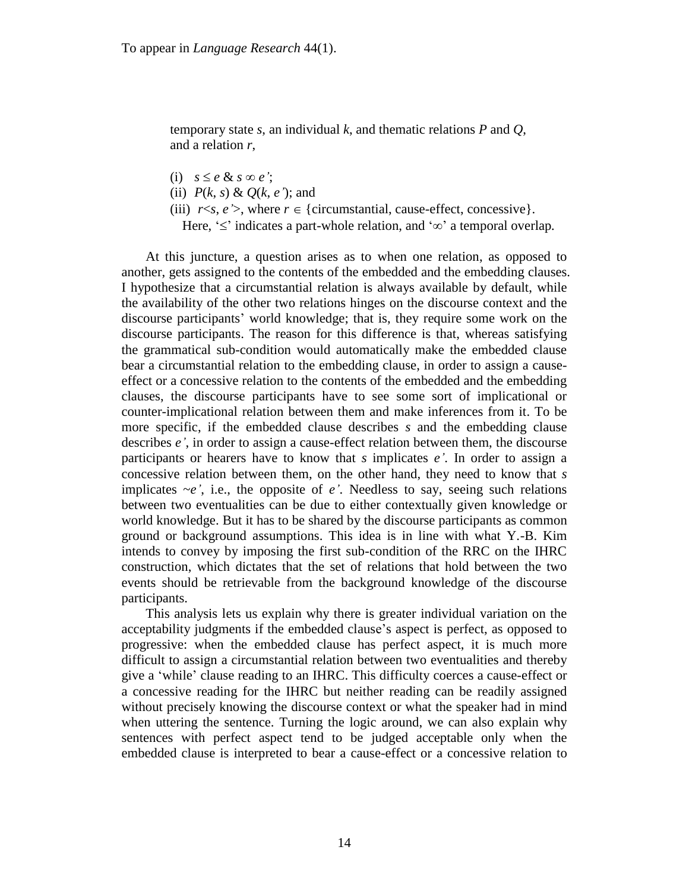temporary state *s*, an individual *k*, and thematic relations *P* and *Q*, and a relation *r*,

(i) $s \leq e$ & $s \infty e'$;
(ii) $P(k, s)$ & $Q(k, e')$; and
(iii) $r<s, e'>$, where $r \in$ {circumstantial, cause-effect, concessive}.
Here, '≤' indicates a part-whole relation, and '∞' a temporal overlap.

At this juncture, a question arises as to when one relation, as opposed to another, gets assigned to the contents of the embedded and the embedding clauses. I hypothesize that a circumstantial relation is always available by default, while the availability of the other two relations hinges on the discourse context and the discourse participants' world knowledge; that is, they require some work on the discourse participants. The reason for this difference is that, whereas satisfying the grammatical sub-condition would automatically make the embedded clause bear a circumstantial relation to the embedding clause, in order to assign a cause-effect or a concessive relation to the contents of the embedded and the embedding clauses, the discourse participants have to see some sort of implicational or counter-implicational relation between them and make inferences from it. To be more specific, if the embedded clause describes *s* and the embedding clause describes *e'*, in order to assign a cause-effect relation between them, the discourse participants or hearers have to know that *s* implicates *e'*. In order to assign a concessive relation between them, on the other hand, they need to know that *s* implicates *~e'*, i.e., the opposite of *e'*. Needless to say, seeing such relations between two eventualities can be due to either contextually given knowledge or world knowledge. But it has to be shared by the discourse participants as common ground or background assumptions. This idea is in line with what Y.-B. Kim intends to convey by imposing the first sub-condition of the RRC on the IHRC construction, which dictates that the set of relations that hold between the two events should be retrievable from the background knowledge of the discourse participants.

This analysis lets us explain why there is greater individual variation on the acceptability judgments if the embedded clause's aspect is perfect, as opposed to progressive: when the embedded clause has perfect aspect, it is much more difficult to assign a circumstantial relation between two eventualities and thereby give a 'while' clause reading to an IHRC. This difficulty coerces a cause-effect or a concessive reading for the IHRC but neither reading can be readily assigned without precisely knowing the discourse context or what the speaker had in mind when uttering the sentence. Turning the logic around, we can also explain why sentences with perfect aspect tend to be judged acceptable only when the embedded clause is interpreted to bear a cause-effect or a concessive relation to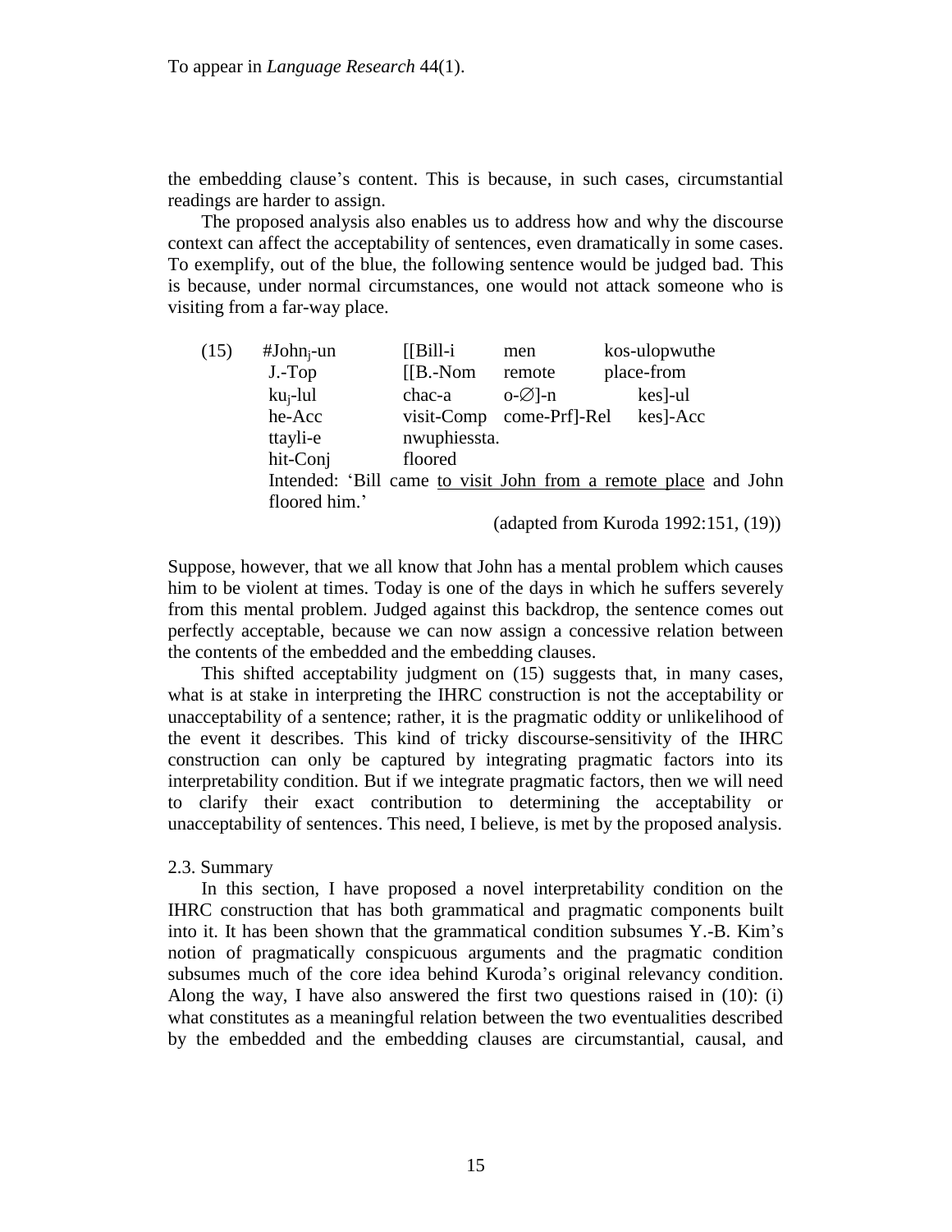the embedding clause's content. This is because, in such cases, circumstantial readings are harder to assign.

The proposed analysis also enables us to address how and why the discourse context can affect the acceptability of sentences, even dramatically in some cases. To exemplify, out of the blue, the following sentence would be judged bad. This is because, under normal circumstances, one would not attack someone who is visiting from a far-way place.

(15) #John$_j$-un [[Bill-i men kos-ulopwuthe
J.-Top [[B.-Nom remote place-from
ku$_j$-lul chac-a o-∅]-n kes]-ul
he-Acc visit-Comp come-Prf]-Rel kes]-Acc
ttayli-e nwuphiessta.
hit-Conj floored
Intended: 'Bill came <u>to visit John from a remote place</u> and John floored him.'

(adapted from Kuroda 1992:151, (19))

Suppose, however, that we all know that John has a mental problem which causes him to be violent at times. Today is one of the days in which he suffers severely from this mental problem. Judged against this backdrop, the sentence comes out perfectly acceptable, because we can now assign a concessive relation between the contents of the embedded and the embedding clauses.

This shifted acceptability judgment on (15) suggests that, in many cases, what is at stake in interpreting the IHRC construction is not the acceptability or unacceptability of a sentence; rather, it is the pragmatic oddity or unlikelihood of the event it describes. This kind of tricky discourse-sensitivity of the IHRC construction can only be captured by integrating pragmatic factors into its interpretability condition. But if we integrate pragmatic factors, then we will need to clarify their exact contribution to determining the acceptability or unacceptability of sentences. This need, I believe, is met by the proposed analysis.

### 2.3. Summary

In this section, I have proposed a novel interpretability condition on the IHRC construction that has both grammatical and pragmatic components built into it. It has been shown that the grammatical condition subsumes Y.-B. Kim's notion of pragmatically conspicuous arguments and the pragmatic condition subsumes much of the core idea behind Kuroda's original relevancy condition. Along the way, I have also answered the first two questions raised in (10): (i) what constitutes as a meaningful relation between the two eventualities described by the embedded and the embedding clauses are circumstantial, causal, and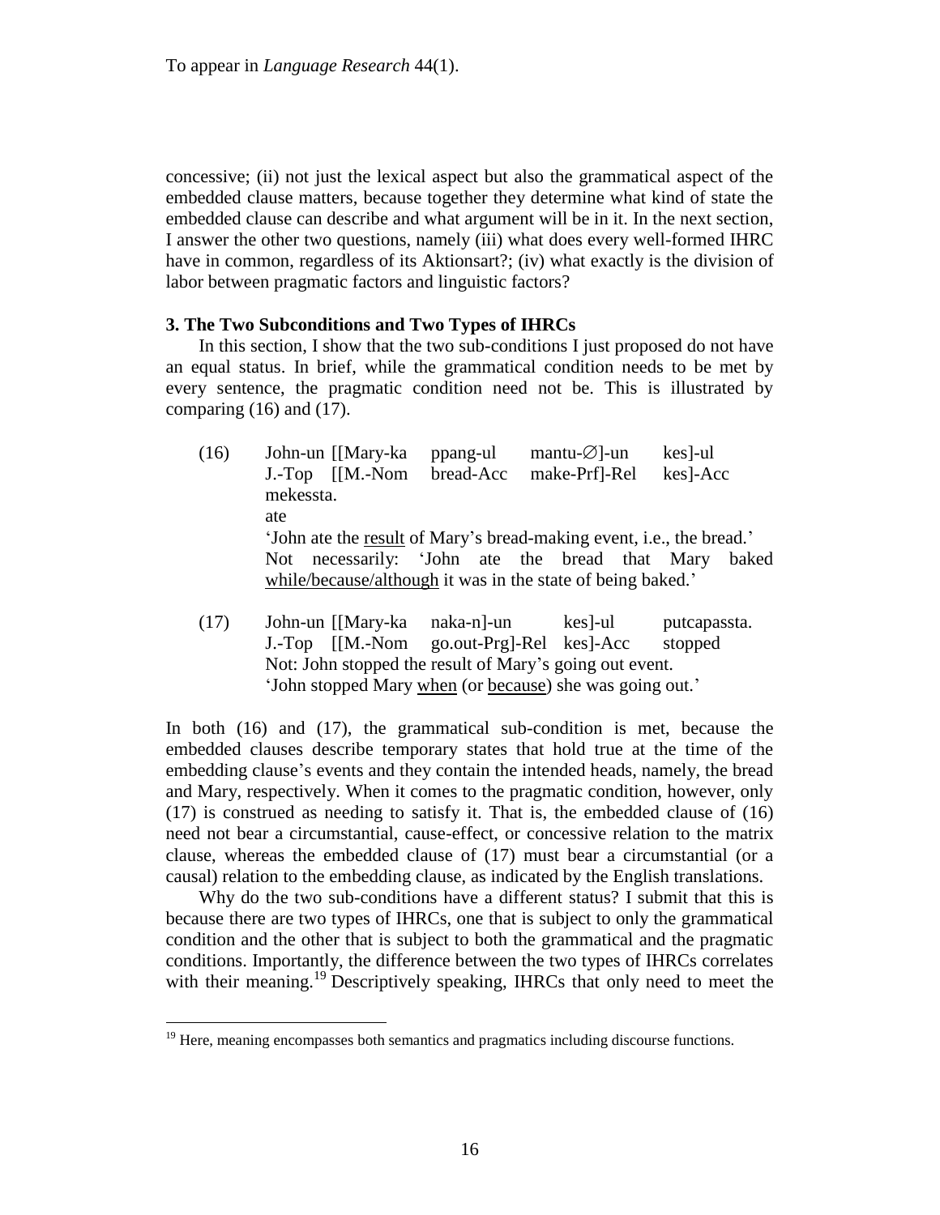concessive; (ii) not just the lexical aspect but also the grammatical aspect of the embedded clause matters, because together they determine what kind of state the embedded clause can describe and what argument will be in it. In the next section, I answer the other two questions, namely (iii) what does every well-formed IHRC have in common, regardless of its Aktionsart?; (iv) what exactly is the division of labor between pragmatic factors and linguistic factors?

### 3. The Two Subconditions and Two Types of IHRCs

In this section, I show that the two sub-conditions I just proposed do not have an equal status. In brief, while the grammatical condition needs to be met by every sentence, the pragmatic condition need not be. This is illustrated by comparing (16) and (17).

(16) John-un [[Mary-ka ppang-ul mantu-∅]-un kes]-ul mekessta.
J.-Top [[M.-Nom bread-Acc make-Prf]-Rel kes]-Acc ate
'John ate the <u>result</u> of Mary's bread-making event, i.e., the bread.'
Not necessarily: 'John ate the bread that Mary baked <u>while/because/although</u> it was in the state of being baked.'

(17) John-un [[Mary-ka naka-n]-un kes]-ul putcapassta.
J.-Top [[M.-Nom go.out-Prg]-Rel kes]-Acc stopped
Not: John stopped the result of Mary's going out event.
'John stopped Mary <u>when</u> (or <u>because</u>) she was going out.'

In both (16) and (17), the grammatical sub-condition is met, because the embedded clauses describe temporary states that hold true at the time of the embedding clause's events and they contain the intended heads, namely, the bread and Mary, respectively. When it comes to the pragmatic condition, however, only (17) is construed as needing to satisfy it. That is, the embedded clause of (16) need not bear a circumstantial, cause-effect, or concessive relation to the matrix clause, whereas the embedded clause of (17) must bear a circumstantial (or a causal) relation to the embedding clause, as indicated by the English translations.

Why do the two sub-conditions have a different status? I submit that this is because there are two types of IHRCs, one that is subject to only the grammatical condition and the other that is subject to both the grammatical and the pragmatic conditions. Importantly, the difference between the two types of IHRCs correlates with their meaning.[19] Descriptively speaking, IHRCs that only need to meet the

[19] Here, meaning encompasses both semantics and pragmatics including discourse functions.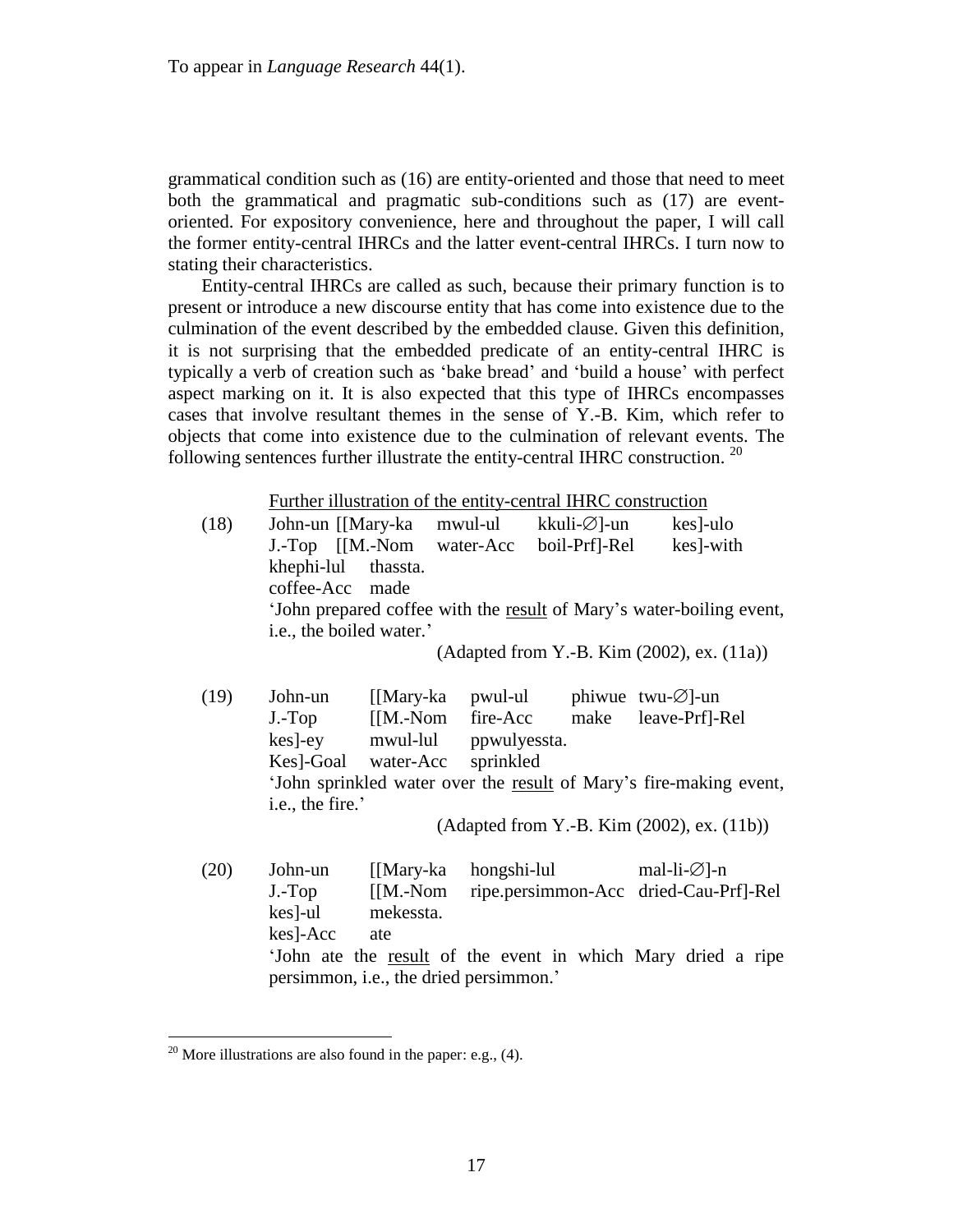grammatical condition such as (16) are entity-oriented and those that need to meet both the grammatical and pragmatic sub-conditions such as (17) are event-oriented. For expository convenience, here and throughout the paper, I will call the former entity-central IHRCs and the latter event-central IHRCs. I turn now to stating their characteristics.

Entity-central IHRCs are called as such, because their primary function is to present or introduce a new discourse entity that has come into existence due to the culmination of the event described by the embedded clause. Given this definition, it is not surprising that the embedded predicate of an entity-central IHRC is typically a verb of creation such as 'bake bread' and 'build a house' with perfect aspect marking on it. It is also expected that this type of IHRCs encompasses cases that involve resultant themes in the sense of Y.-B. Kim, which refer to objects that come into existence due to the culmination of relevant events. The following sentences further illustrate the entity-central IHRC construction. [20]

<u>Further illustration of the entity-central IHRC construction</u>

(18) John-un [[Mary-ka mwul-ul kkuli-∅]-un kes]-ulo
J.-Top [[M.-Nom water-Acc boil-Prf]-Rel kes]-with
khephi-lul thassta.
coffee-Acc made
'John prepared coffee with the <u>result</u> of Mary's water-boiling event, i.e., the boiled water.'
(Adapted from Y.-B. Kim (2002), ex. (11a))

(19) John-un [[Mary-ka pwul-ul phiwue twu-∅]-un
J.-Top [[M.-Nom fire-Acc make leave-Prf]-Rel
kes]-ey mwul-lul ppwulyessta.
Kes]-Goal water-Acc sprinkled
'John sprinkled water over the <u>result</u> of Mary's fire-making event, i.e., the fire.'
(Adapted from Y.-B. Kim (2002), ex. (11b))

(20) John-un [[Mary-ka hongshi-lul mal-li-∅]-n
J.-Top [[M.-Nom ripe.persimmon-Acc dried-Cau-Prf]-Rel
kes]-ul mekessta.
kes]-Acc ate
'John ate the <u>result</u> of the event in which Mary dried a ripe persimmon, i.e., the dried persimmon.'

[20] More illustrations are also found in the paper: e.g., (4).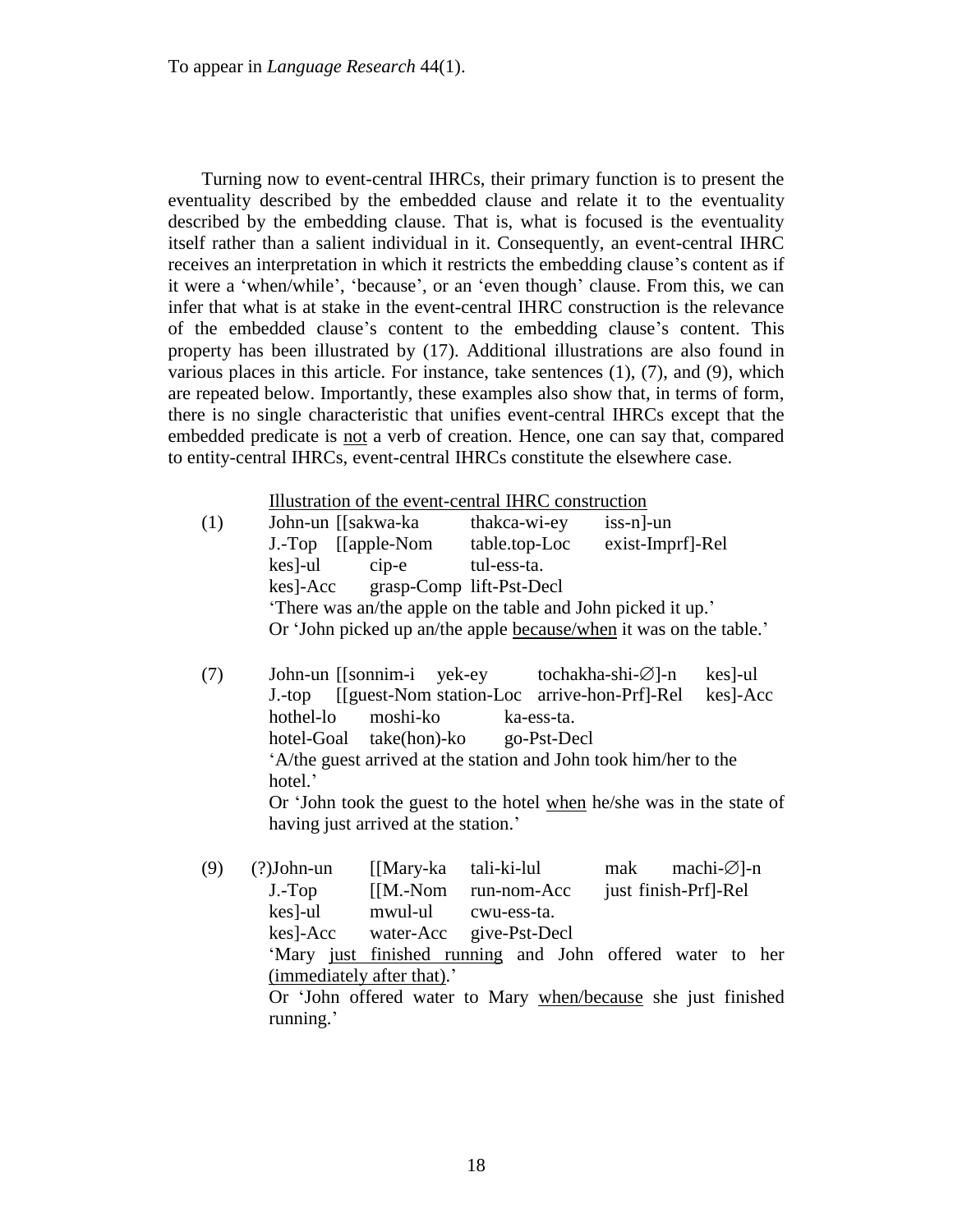To appear in *Language Research* 44(1).

Turning now to event-central IHRCs, their primary function is to present the eventuality described by the embedded clause and relate it to the eventuality described by the embedding clause. That is, what is focused is the eventuality itself rather than a salient individual in it. Consequently, an event-central IHRC receives an interpretation in which it restricts the embedding clause's content as if it were a 'when/while', 'because', or an 'even though' clause. From this, we can infer that what is at stake in the event-central IHRC construction is the relevance of the embedded clause's content to the embedding clause's content. This property has been illustrated by (17). Additional illustrations are also found in various places in this article. For instance, take sentences (1), (7), and (9), which are repeated below. Importantly, these examples also show that, in terms of form, there is no single characteristic that unifies event-central IHRCs except that the embedded predicate is <u>not</u> a verb of creation. Hence, one can say that, compared to entity-central IHRCs, event-central IHRCs constitute the elsewhere case.

<u>Illustration of the event-central IHRC construction</u>

(1) John-un [[sakwa-ka thakca-wi-ey iss-n]-un
J.-Top [[apple-Nom table.top-Loc exist-Imprf]-Rel
kes]-ul cip-e tul-ess-ta.
kes]-Acc grasp-Comp lift-Pst-Decl
'There was an/the apple on the table and John picked it up.'
Or 'John picked up an/the apple <u>because/when</u> it was on the table.'

(7) John-un [[sonnim-i yek-ey tochakha-shi-∅]-n kes]-ul
J.-top [[guest-Nom station-Loc arrive-hon-Prf]-Rel kes]-Acc
hothel-lo moshi-ko ka-ess-ta.
hotel-Goal take(hon)-ko go-Pst-Decl
'A/the guest arrived at the station and John took him/her to the hotel.'
Or 'John took the guest to the hotel <u>when</u> he/she was in the state of having just arrived at the station.'

(9) (?)John-un [[Mary-ka tali-ki-lul mak machi-∅]-n
J.-Top [[M.-Nom run-nom-Acc just finish-Prf]-Rel
kes]-ul mwul-ul cwu-ess-ta.
kes]-Acc water-Acc give-Pst-Decl
'Mary <u>just finished running</u> and John offered water to her <u>(immediately after that)</u>.'
Or 'John offered water to Mary <u>when/because</u> she just finished running.'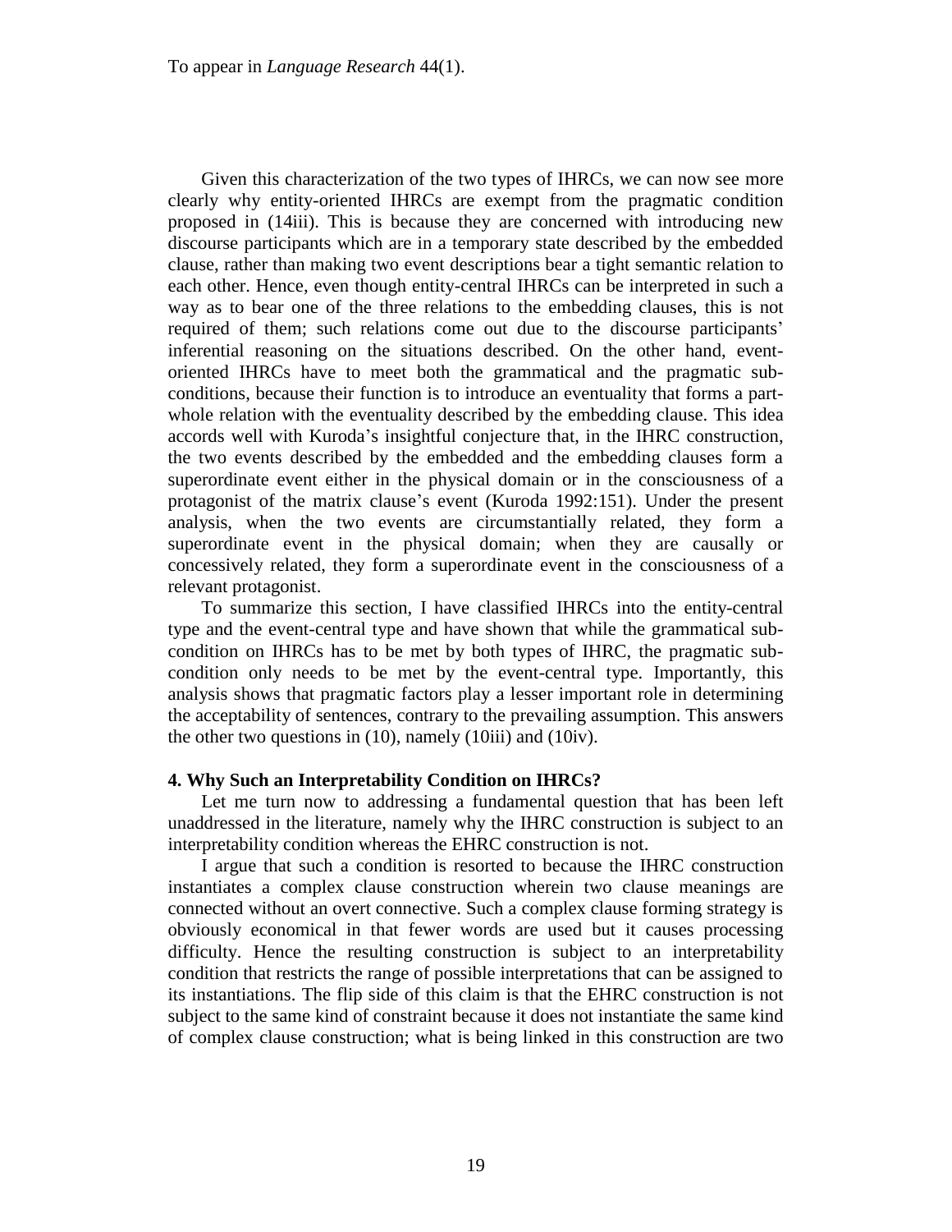Given this characterization of the two types of IHRCs, we can now see more clearly why entity-oriented IHRCs are exempt from the pragmatic condition proposed in (14iii). This is because they are concerned with introducing new discourse participants which are in a temporary state described by the embedded clause, rather than making two event descriptions bear a tight semantic relation to each other. Hence, even though entity-central IHRCs can be interpreted in such a way as to bear one of the three relations to the embedding clauses, this is not required of them; such relations come out due to the discourse participants' inferential reasoning on the situations described. On the other hand, event-oriented IHRCs have to meet both the grammatical and the pragmatic sub-conditions, because their function is to introduce an eventuality that forms a part-whole relation with the eventuality described by the embedding clause. This idea accords well with Kuroda's insightful conjecture that, in the IHRC construction, the two events described by the embedded and the embedding clauses form a superordinate event either in the physical domain or in the consciousness of a protagonist of the matrix clause's event (Kuroda 1992:151). Under the present analysis, when the two events are circumstantially related, they form a superordinate event in the physical domain; when they are causally or concessively related, they form a superordinate event in the consciousness of a relevant protagonist.

To summarize this section, I have classified IHRCs into the entity-central type and the event-central type and have shown that while the grammatical sub-condition on IHRCs has to be met by both types of IHRC, the pragmatic sub-condition only needs to be met by the event-central type. Importantly, this analysis shows that pragmatic factors play a lesser important role in determining the acceptability of sentences, contrary to the prevailing assumption. This answers the other two questions in (10), namely (10iii) and (10iv).

## 4. Why Such an Interpretability Condition on IHRCs?

Let me turn now to addressing a fundamental question that has been left unaddressed in the literature, namely why the IHRC construction is subject to an interpretability condition whereas the EHRC construction is not.

I argue that such a condition is resorted to because the IHRC construction instantiates a complex clause construction wherein two clause meanings are connected without an overt connective. Such a complex clause forming strategy is obviously economical in that fewer words are used but it causes processing difficulty. Hence the resulting construction is subject to an interpretability condition that restricts the range of possible interpretations that can be assigned to its instantiations. The flip side of this claim is that the EHRC construction is not subject to the same kind of constraint because it does not instantiate the same kind of complex clause construction; what is being linked in this construction are two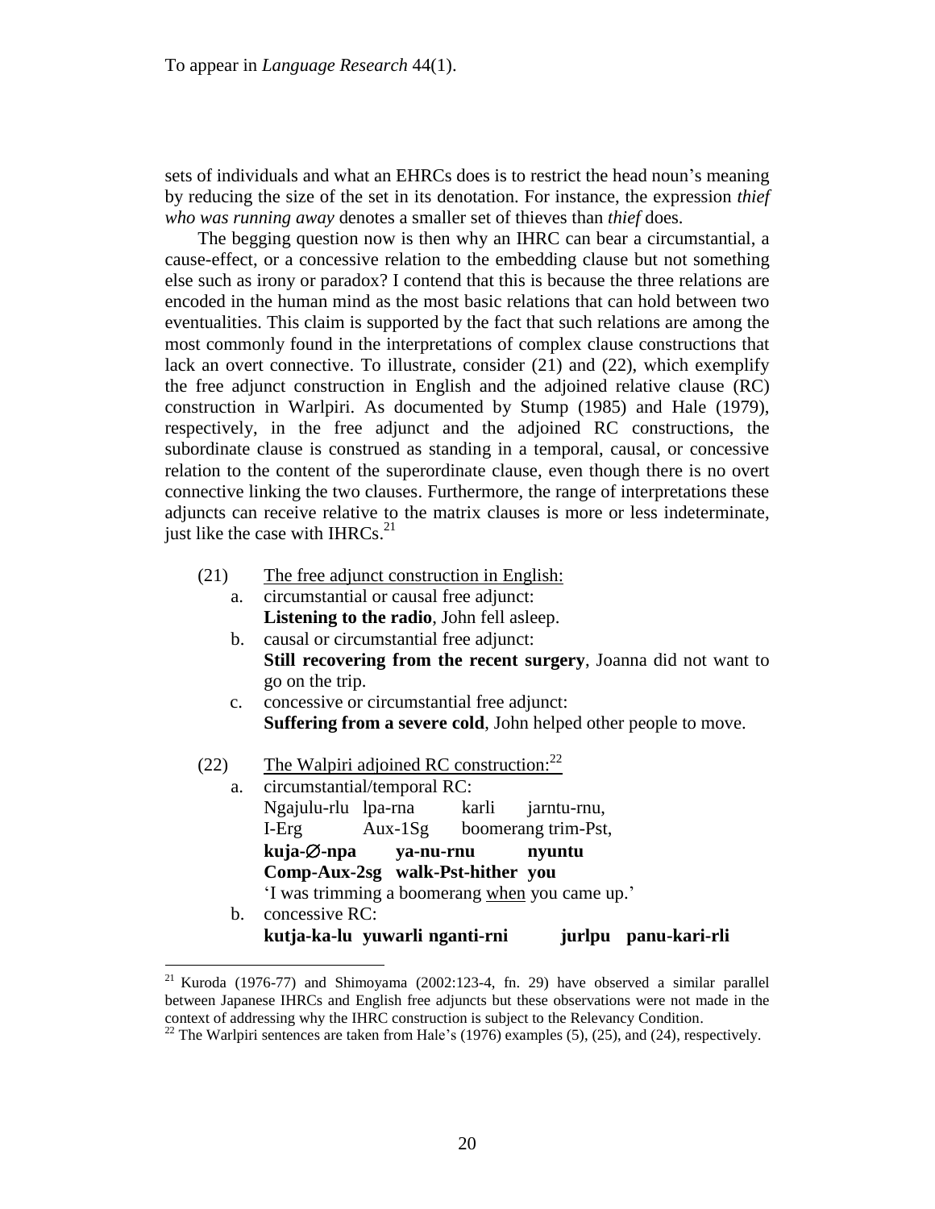sets of individuals and what an EHRCs does is to restrict the head noun's meaning by reducing the size of the set in its denotation. For instance, the expression *thief who was running away* denotes a smaller set of thieves than *thief* does.

The begging question now is then why an IHRC can bear a circumstantial, a cause-effect, or a concessive relation to the embedding clause but not something else such as irony or paradox? I contend that this is because the three relations are encoded in the human mind as the most basic relations that can hold between two eventualities. This claim is supported by the fact that such relations are among the most commonly found in the interpretations of complex clause constructions that lack an overt connective. To illustrate, consider (21) and (22), which exemplify the free adjunct construction in English and the adjoined relative clause (RC) construction in Warlpiri. As documented by Stump (1985) and Hale (1979), respectively, in the free adjunct and the adjoined RC constructions, the subordinate clause is construed as standing in a temporal, causal, or concessive relation to the content of the superordinate clause, even though there is no overt connective linking the two clauses. Furthermore, the range of interpretations these adjuncts can receive relative to the matrix clauses is more or less indeterminate, just like the case with IHRCs.[21]

(21) The free adjunct construction in English:

a. circumstantial or causal free adjunct:
**Listening to the radio**, John fell asleep.

b. causal or circumstantial free adjunct:
**Still recovering from the recent surgery**, Joanna did not want to go on the trip.

c. concessive or circumstantial free adjunct:
**Suffering from a severe cold**, John helped other people to move.

(22) The Walpiri adjoined RC construction:[22]

a. circumstantial/temporal RC:
Ngajulu-rlu lpa-rna karli jarntu-rnu,
I-Erg Aux-1Sg boomerang trim-Pst,
**kuja-∅-npa ya-nu-rnu nyuntu**
**Comp-Aux-2sg walk-Pst-hither you**
'I was trimming a boomerang when you came up.'

b. concessive RC:
**kutja-ka-lu yuwarli nganti-rni jurlpu panu-kari-rli**

---

[21] Kuroda (1976-77) and Shimoyama (2002:123-4, fn. 29) have observed a similar parallel between Japanese IHRCs and English free adjuncts but these observations were not made in the context of addressing why the IHRC construction is subject to the Relevancy Condition.

[22] The Warlpiri sentences are taken from Hale's (1976) examples (5), (25), and (24), respectively.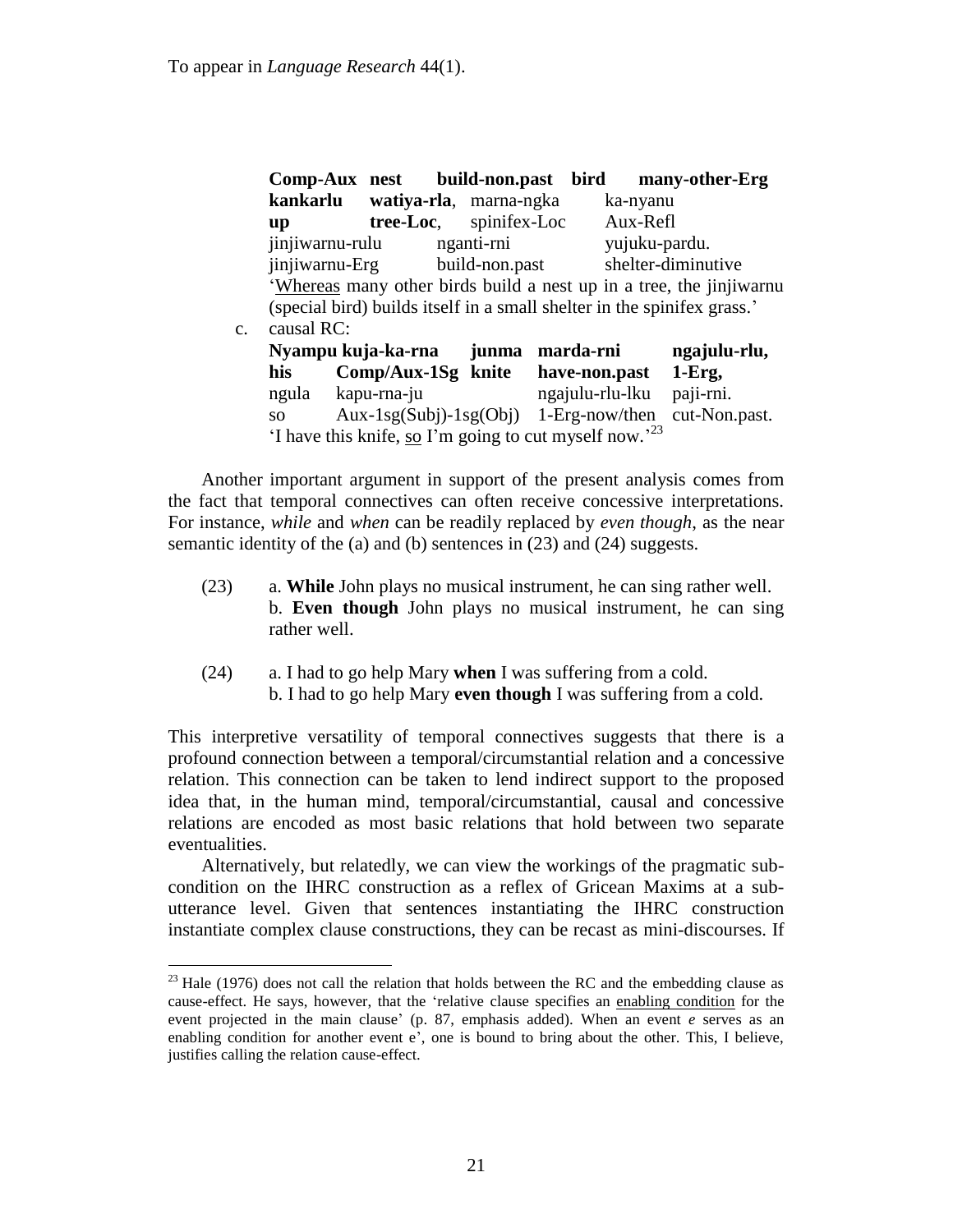To appear in *Language Research* 44(1).

**Comp-Aux nest build-non.past bird many-other-Erg**
**kankarlu watiya-rla**, marna-ngka ka-nyanu
**up tree-Loc**, spinifex-Loc Aux-Refl
jinjiwarnu-rulu nganti-rni yujuku-pardu.
jinjiwarnu-Erg build-non.past shelter-diminutive
'Whereas many other birds build a nest up in a tree, the jinjiwarnu (special bird) builds itself in a small shelter in the spinifex grass.'

c. causal RC:
**Nyampu kuja-ka-rna junma marda-rni ngajulu-rlu,**
**his Comp/Aux-1Sg knite have-non.past 1-Erg,**
ngula kapu-rna-ju ngajulu-rlu-lku paji-rni.
so Aux-1sg(Subj)-1sg(Obj) 1-Erg-now/then cut-Non.past.
'I have this knife, so I'm going to cut myself now.'[23]

Another important argument in support of the present analysis comes from the fact that temporal connectives can often receive concessive interpretations. For instance, *while* and *when* can be readily replaced by *even though*, as the near semantic identity of the (a) and (b) sentences in (23) and (24) suggests.

(23) a. **While** John plays no musical instrument, he can sing rather well.
b. **Even though** John plays no musical instrument, he can sing rather well.

(24) a. I had to go help Mary **when** I was suffering from a cold.
b. I had to go help Mary **even though** I was suffering from a cold.

This interpretive versatility of temporal connectives suggests that there is a profound connection between a temporal/circumstantial relation and a concessive relation. This connection can be taken to lend indirect support to the proposed idea that, in the human mind, temporal/circumstantial, causal and concessive relations are encoded as most basic relations that hold between two separate eventualities.

Alternatively, but relatedly, we can view the workings of the pragmatic sub-condition on the IHRC construction as a reflex of Gricean Maxims at a sub-utterance level. Given that sentences instantiating the IHRC construction instantiate complex clause constructions, they can be recast as mini-discourses. If

[23] Hale (1976) does not call the relation that holds between the RC and the embedding clause as cause-effect. He says, however, that the 'relative clause specifies an enabling condition for the event projected in the main clause' (p. 87, emphasis added). When an event *e* serves as an enabling condition for another event e', one is bound to bring about the other. This, I believe, justifies calling the relation cause-effect.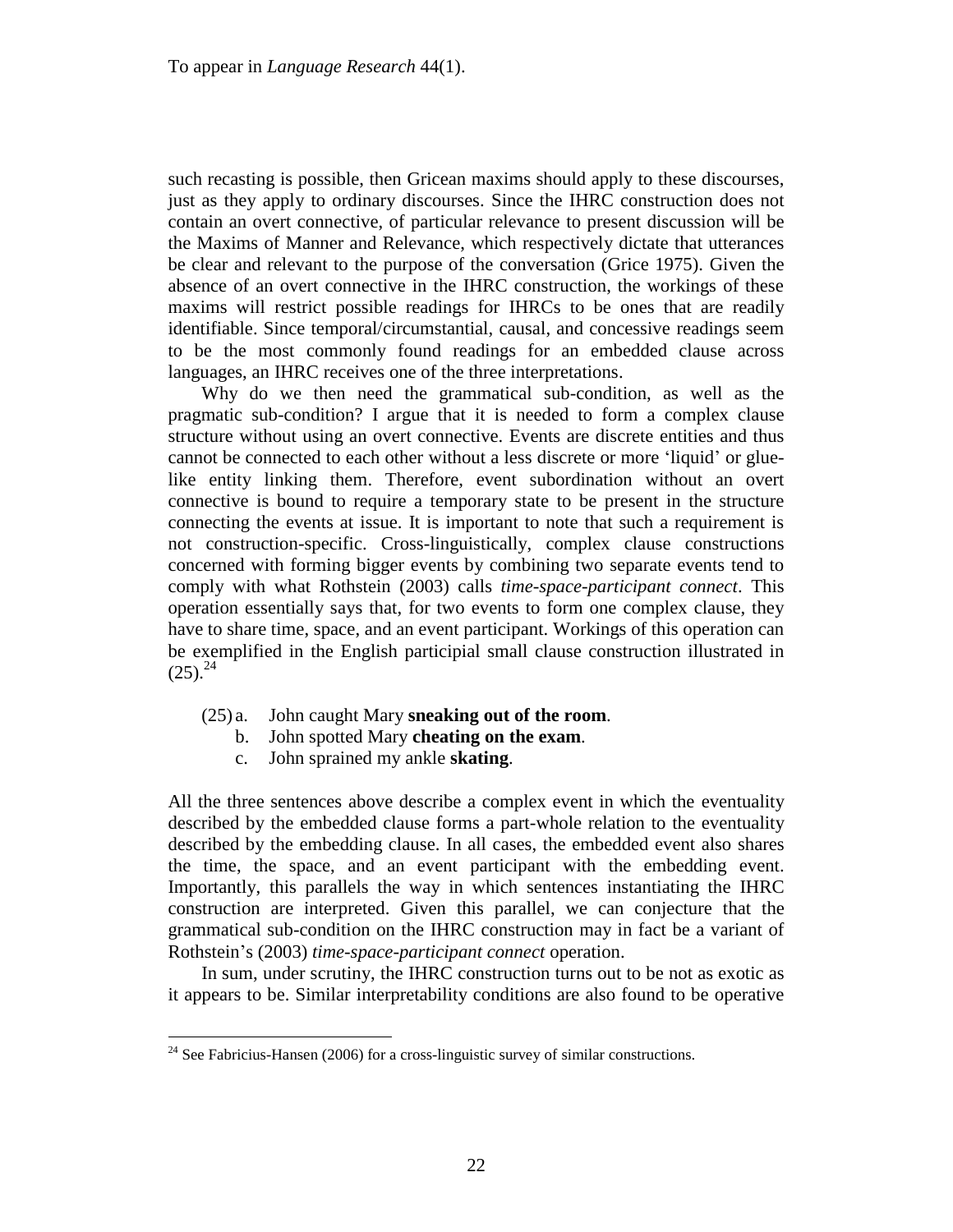such recasting is possible, then Gricean maxims should apply to these discourses, just as they apply to ordinary discourses. Since the IHRC construction does not contain an overt connective, of particular relevance to present discussion will be the Maxims of Manner and Relevance, which respectively dictate that utterances be clear and relevant to the purpose of the conversation (Grice 1975). Given the absence of an overt connective in the IHRC construction, the workings of these maxims will restrict possible readings for IHRCs to be ones that are readily identifiable. Since temporal/circumstantial, causal, and concessive readings seem to be the most commonly found readings for an embedded clause across languages, an IHRC receives one of the three interpretations.

Why do we then need the grammatical sub-condition, as well as the pragmatic sub-condition? I argue that it is needed to form a complex clause structure without using an overt connective. Events are discrete entities and thus cannot be connected to each other without a less discrete or more 'liquid' or glue-like entity linking them. Therefore, event subordination without an overt connective is bound to require a temporary state to be present in the structure connecting the events at issue. It is important to note that such a requirement is not construction-specific. Cross-linguistically, complex clause constructions concerned with forming bigger events by combining two separate events tend to comply with what Rothstein (2003) calls *time-space-participant connect*. This operation essentially says that, for two events to form one complex clause, they have to share time, space, and an event participant. Workings of this operation can be exemplified in the English participial small clause construction illustrated in (25).[24]

(25) a. John caught Mary **sneaking out of the room**.
b. John spotted Mary **cheating on the exam**.
c. John sprained my ankle **skating**.

All the three sentences above describe a complex event in which the eventuality described by the embedded clause forms a part-whole relation to the eventuality described by the embedding clause. In all cases, the embedded event also shares the time, the space, and an event participant with the embedding event. Importantly, this parallels the way in which sentences instantiating the IHRC construction are interpreted. Given this parallel, we can conjecture that the grammatical sub-condition on the IHRC construction may in fact be a variant of Rothstein's (2003) *time-space-participant connect* operation.

In sum, under scrutiny, the IHRC construction turns out to be not as exotic as it appears to be. Similar interpretability conditions are also found to be operative

[24] See Fabricius-Hansen (2006) for a cross-linguistic survey of similar constructions.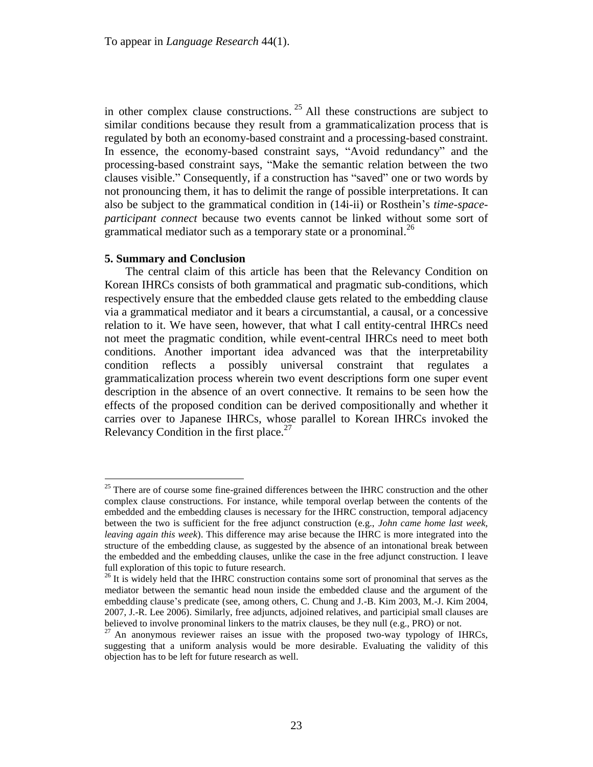in other complex clause constructions.[25] All these constructions are subject to similar conditions because they result from a grammaticalization process that is regulated by both an economy-based constraint and a processing-based constraint. In essence, the economy-based constraint says, "Avoid redundancy" and the processing-based constraint says, "Make the semantic relation between the two clauses visible." Consequently, if a construction has "saved" one or two words by not pronouncing them, it has to delimit the range of possible interpretations. It can also be subject to the grammatical condition in (14i-ii) or Rosthein's *time-space-participant connect* because two events cannot be linked without some sort of grammatical mediator such as a temporary state or a pronominal.[26]

### 5. Summary and Conclusion

The central claim of this article has been that the Relevancy Condition on Korean IHRCs consists of both grammatical and pragmatic sub-conditions, which respectively ensure that the embedded clause gets related to the embedding clause via a grammatical mediator and it bears a circumstantial, a causal, or a concessive relation to it. We have seen, however, that what I call entity-central IHRCs need not meet the pragmatic condition, while event-central IHRCs need to meet both conditions. Another important idea advanced was that the interpretability condition reflects a possibly universal constraint that regulates a grammaticalization process wherein two event descriptions form one super event description in the absence of an overt connective. It remains to be seen how the effects of the proposed condition can be derived compositionally and whether it carries over to Japanese IHRCs, whose parallel to Korean IHRCs invoked the Relevancy Condition in the first place.[27]

---

[25] There are of course some fine-grained differences between the IHRC construction and the other complex clause constructions. For instance, while temporal overlap between the contents of the embedded and the embedding clauses is necessary for the IHRC construction, temporal adjacency between the two is sufficient for the free adjunct construction (e.g., *John came home last week, leaving again this week*). This difference may arise because the IHRC is more integrated into the structure of the embedding clause, as suggested by the absence of an intonational break between the embedded and the embedding clauses, unlike the case in the free adjunct construction. I leave full exploration of this topic to future research.

[26] It is widely held that the IHRC construction contains some sort of pronominal that serves as the mediator between the semantic head noun inside the embedded clause and the argument of the embedding clause's predicate (see, among others, C. Chung and J.-B. Kim 2003, M.-J. Kim 2004, 2007, J.-R. Lee 2006). Similarly, free adjuncts, adjoined relatives, and participial small clauses are believed to involve pronominal linkers to the matrix clauses, be they null (e.g., PRO) or not.

[27] An anonymous reviewer raises an issue with the proposed two-way typology of IHRCs, suggesting that a uniform analysis would be more desirable. Evaluating the validity of this objection has to be left for future research as well.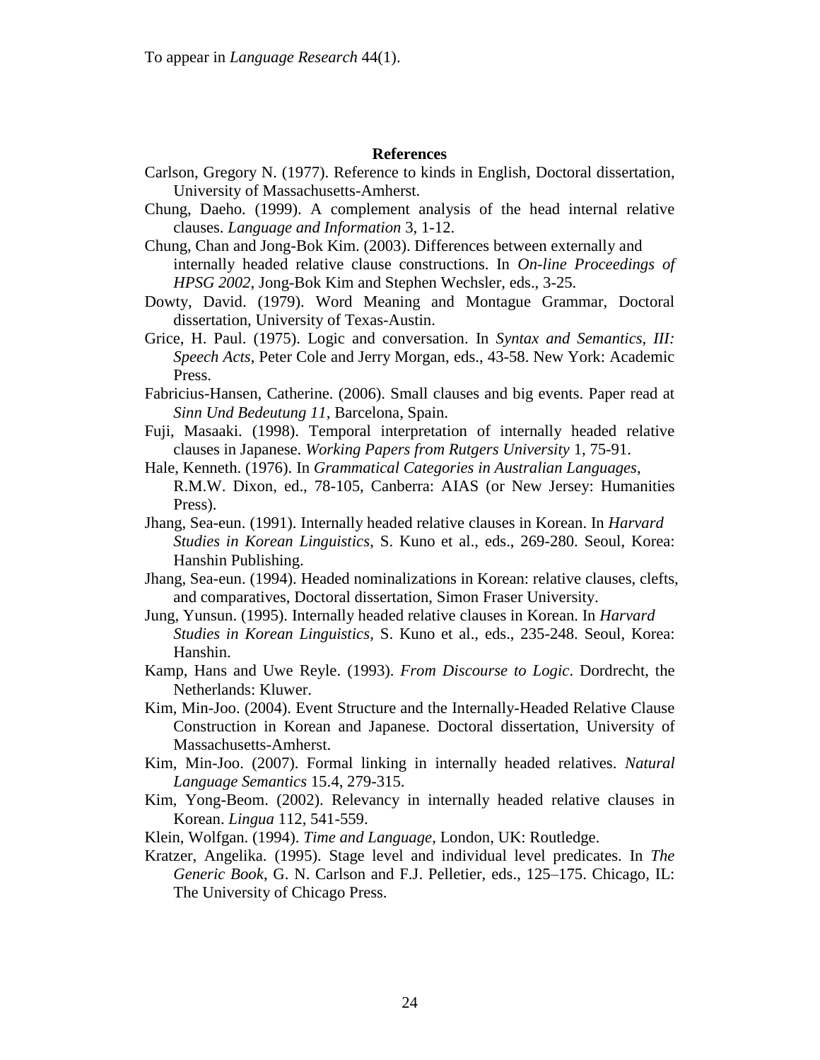To appear in *Language Research* 44(1).

**References**

Carlson, Gregory N. (1977). Reference to kinds in English, Doctoral dissertation, University of Massachusetts-Amherst.

Chung, Daeho. (1999). A complement analysis of the head internal relative clauses. *Language and Information* 3, 1-12.

Chung, Chan and Jong-Bok Kim. (2003). Differences between externally and internally headed relative clause constructions. In *On-line Proceedings of HPSG 2002*, Jong-Bok Kim and Stephen Wechsler, eds., 3-25.

Dowty, David. (1979). Word Meaning and Montague Grammar, Doctoral dissertation, University of Texas-Austin.

Grice, H. Paul. (1975). Logic and conversation. In *Syntax and Semantics, III: Speech Acts*, Peter Cole and Jerry Morgan, eds., 43-58. New York: Academic Press.

Fabricius-Hansen, Catherine. (2006). Small clauses and big events. Paper read at *Sinn Und Bedeutung 11*, Barcelona, Spain.

Fuji, Masaaki. (1998). Temporal interpretation of internally headed relative clauses in Japanese. *Working Papers from Rutgers University* 1, 75-91.

Hale, Kenneth. (1976). In *Grammatical Categories in Australian Languages*, R.M.W. Dixon, ed., 78-105, Canberra: AIAS (or New Jersey: Humanities Press).

Jhang, Sea-eun. (1991). Internally headed relative clauses in Korean. In *Harvard Studies in Korean Linguistics*, S. Kuno et al., eds., 269-280. Seoul, Korea: Hanshin Publishing.

Jhang, Sea-eun. (1994). Headed nominalizations in Korean: relative clauses, clefts, and comparatives, Doctoral dissertation, Simon Fraser University.

Jung, Yunsun. (1995). Internally headed relative clauses in Korean. In *Harvard Studies in Korean Linguistics*, S. Kuno et al., eds., 235-248. Seoul, Korea: Hanshin.

Kamp, Hans and Uwe Reyle. (1993). *From Discourse to Logic*. Dordrecht, the Netherlands: Kluwer.

Kim, Min-Joo. (2004). Event Structure and the Internally-Headed Relative Clause Construction in Korean and Japanese. Doctoral dissertation, University of Massachusetts-Amherst.

Kim, Min-Joo. (2007). Formal linking in internally headed relatives. *Natural Language Semantics* 15.4, 279-315.

Kim, Yong-Beom. (2002). Relevancy in internally headed relative clauses in Korean. *Lingua* 112, 541-559.

Klein, Wolfgan. (1994). *Time and Language*, London, UK: Routledge.

Kratzer, Angelika. (1995). Stage level and individual level predicates. In *The Generic Book*, G. N. Carlson and F.J. Pelletier, eds., 125–175. Chicago, IL: The University of Chicago Press.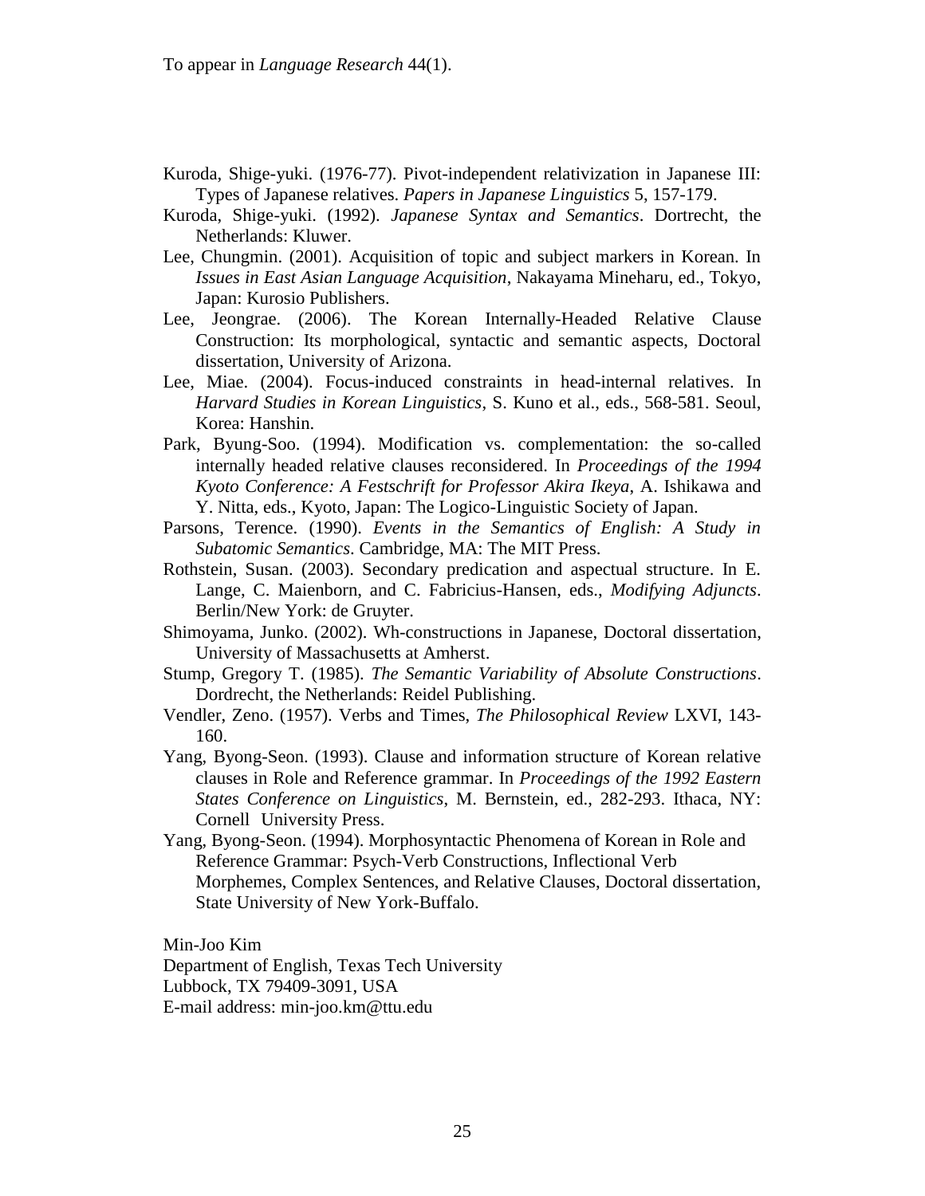Kuroda, Shige-yuki. (1976-77). Pivot-independent relativization in Japanese III: Types of Japanese relatives. *Papers in Japanese Linguistics* 5, 157-179.

Kuroda, Shige-yuki. (1992). *Japanese Syntax and Semantics*. Dortrecht, the Netherlands: Kluwer.

Lee, Chungmin. (2001). Acquisition of topic and subject markers in Korean. In *Issues in East Asian Language Acquisition*, Nakayama Mineharu, ed., Tokyo, Japan: Kurosio Publishers.

Lee, Jeongrae. (2006). The Korean Internally-Headed Relative Clause Construction: Its morphological, syntactic and semantic aspects, Doctoral dissertation, University of Arizona.

Lee, Miae. (2004). Focus-induced constraints in head-internal relatives. In *Harvard Studies in Korean Linguistics*, S. Kuno et al., eds., 568-581. Seoul, Korea: Hanshin.

Park, Byung-Soo. (1994). Modification vs. complementation: the so-called internally headed relative clauses reconsidered. In *Proceedings of the 1994 Kyoto Conference: A Festschrift for Professor Akira Ikeya*, A. Ishikawa and Y. Nitta, eds., Kyoto, Japan: The Logico-Linguistic Society of Japan.

Parsons, Terence. (1990). *Events in the Semantics of English: A Study in Subatomic Semantics*. Cambridge, MA: The MIT Press.

Rothstein, Susan. (2003). Secondary predication and aspectual structure. In E. Lange, C. Maienborn, and C. Fabricius-Hansen, eds., *Modifying Adjuncts*. Berlin/New York: de Gruyter.

Shimoyama, Junko. (2002). Wh-constructions in Japanese, Doctoral dissertation, University of Massachusetts at Amherst.

Stump, Gregory T. (1985). *The Semantic Variability of Absolute Constructions*. Dordrecht, the Netherlands: Reidel Publishing.

Vendler, Zeno. (1957). Verbs and Times, *The Philosophical Review* LXVI, 143-160.

Yang, Byong-Seon. (1993). Clause and information structure of Korean relative clauses in Role and Reference grammar. In *Proceedings of the 1992 Eastern States Conference on Linguistics*, M. Bernstein, ed., 282-293. Ithaca, NY: Cornell University Press.

Yang, Byong-Seon. (1994). Morphosyntactic Phenomena of Korean in Role and Reference Grammar: Psych-Verb Constructions, Inflectional Verb Morphemes, Complex Sentences, and Relative Clauses, Doctoral dissertation, State University of New York-Buffalo.

Min-Joo Kim  
Department of English, Texas Tech University  
Lubbock, TX 79409-3091, USA  
E-mail address: min-joo.km@ttu.edu